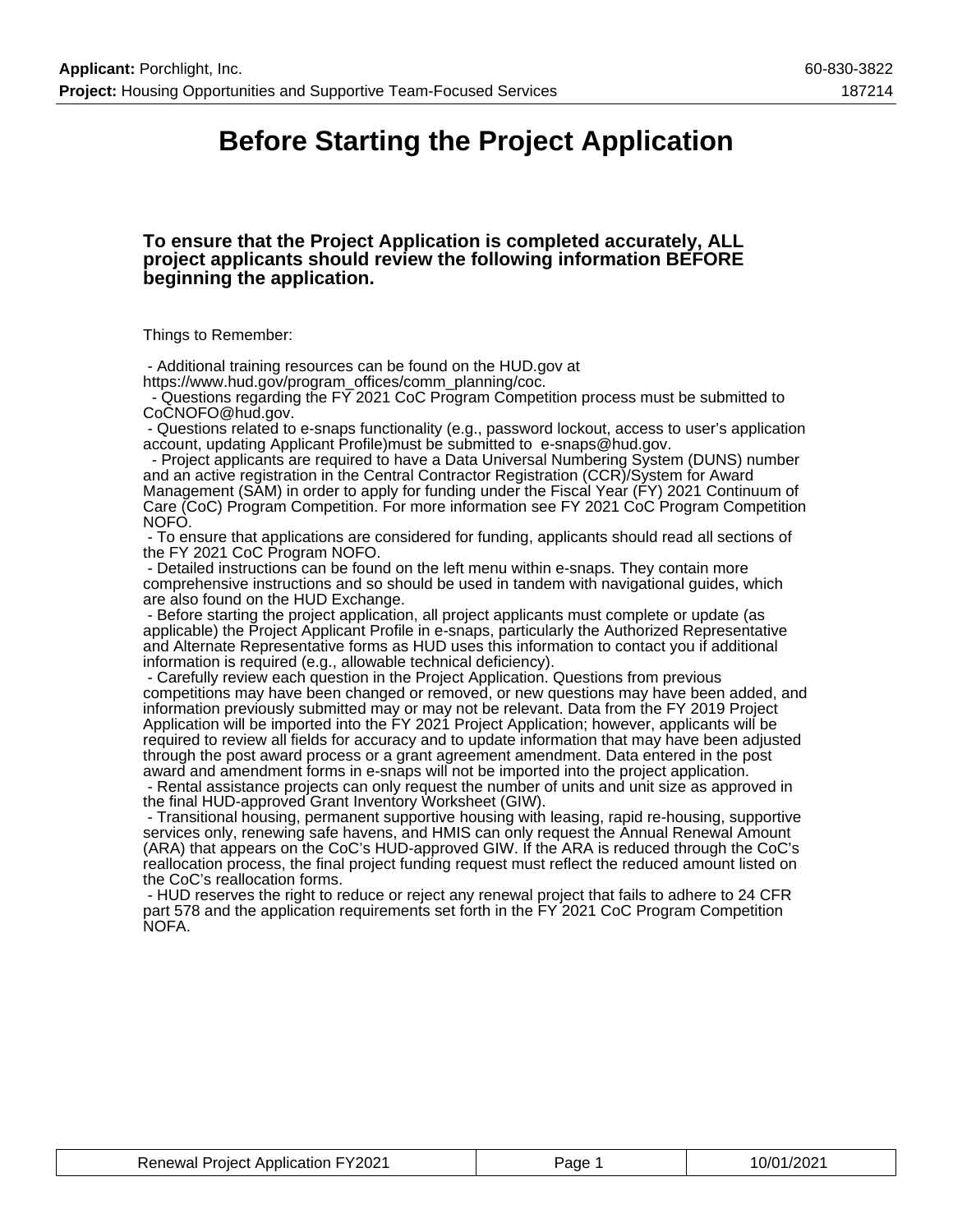# Before Starting the Project Application

**To ensure that the Project Application is completed accurately, ALL project applicants should review the following information BEFORE beginning the application.**

Things to Remember:

- Additional training resources can be found on the HUD.gov at https://www.hud.gov/program_offices/comm_planning/coc.
- Questions regarding the FY 2021 CoC Program Competition process must be submitted to CoCNOFO@hud.gov.
- Questions related to e-snaps functionality (e.g., password lockout, access to user's application account, updating Applicant Profile)must be submitted to e-snaps@hud.gov.
- Project applicants are required to have a Data Universal Numbering System (DUNS) number and an active registration in the Central Contractor Registration (CCR)/System for Award Management (SAM) in order to apply for funding under the Fiscal Year (FY) 2021 Continuum of Care (CoC) Program Competition. For more information see FY 2021 CoC Program Competition NOFO.
- To ensure that applications are considered for funding, applicants should read all sections of the FY 2021 CoC Program NOFO.
- Detailed instructions can be found on the left menu within e-snaps. They contain more comprehensive instructions and so should be used in tandem with navigational guides, which are also found on the HUD Exchange.
- Before starting the project application, all project applicants must complete or update (as applicable) the Project Applicant Profile in e-snaps, particularly the Authorized Representative and Alternate Representative forms as HUD uses this information to contact you if additional information is required (e.g., allowable technical deficiency).
- Carefully review each question in the Project Application. Questions from previous competitions may have been changed or removed, or new questions may have been added, and information previously submitted may or may not be relevant. Data from the FY 2019 Project Application will be imported into the FY 2021 Project Application; however, applicants will be required to review all fields for accuracy and to update information that may have been adjusted through the post award process or a grant agreement amendment. Data entered in the post award and amendment forms in e-snaps will not be imported into the project application.
- Rental assistance projects can only request the number of units and unit size as approved in the final HUD-approved Grant Inventory Worksheet (GIW).
- Transitional housing, permanent supportive housing with leasing, rapid re-housing, supportive services only, renewing safe havens, and HMIS can only request the Annual Renewal Amount (ARA) that appears on the CoC's HUD-approved GIW. If the ARA is reduced through the CoC's reallocation process, the final project funding request must reflect the reduced amount listed on the CoC's reallocation forms.
- HUD reserves the right to reduce or reject any renewal project that fails to adhere to 24 CFR part 578 and the application requirements set forth in the FY 2021 CoC Program Competition NOFA.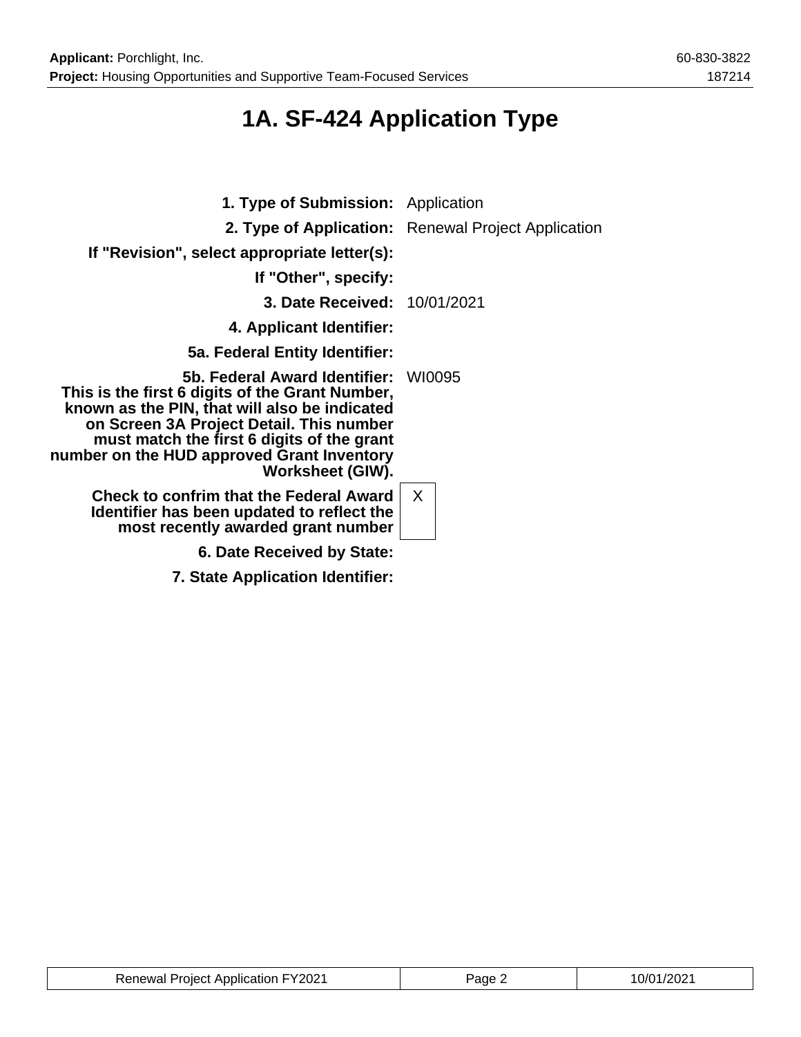# 1A. SF-424 Application Type

| | |
|---|---|
| **1. Type of Submission:** | Application |
| **2. Type of Application:** | Renewal Project Application |
| **If "Revision", select appropriate letter(s):** | |
| **If "Other", specify:** | |
| **3. Date Received:** | 10/01/2021 |
| **4. Applicant Identifier:** | |
| **5a. Federal Entity Identifier:** | |
| **5b. Federal Award Identifier: This is the first 6 digits of the Grant Number, known as the PIN, that will also be indicated on Screen 3A Project Detail. This number must match the first 6 digits of the grant number on the HUD approved Grant Inventory Worksheet (GIW).** | WI0095 |
| **Check to confrim that the Federal Award Identifier has been updated to reflect the most recently awarded grant number** | X |
| **6. Date Received by State:** | |
| **7. State Application Identifier:** | |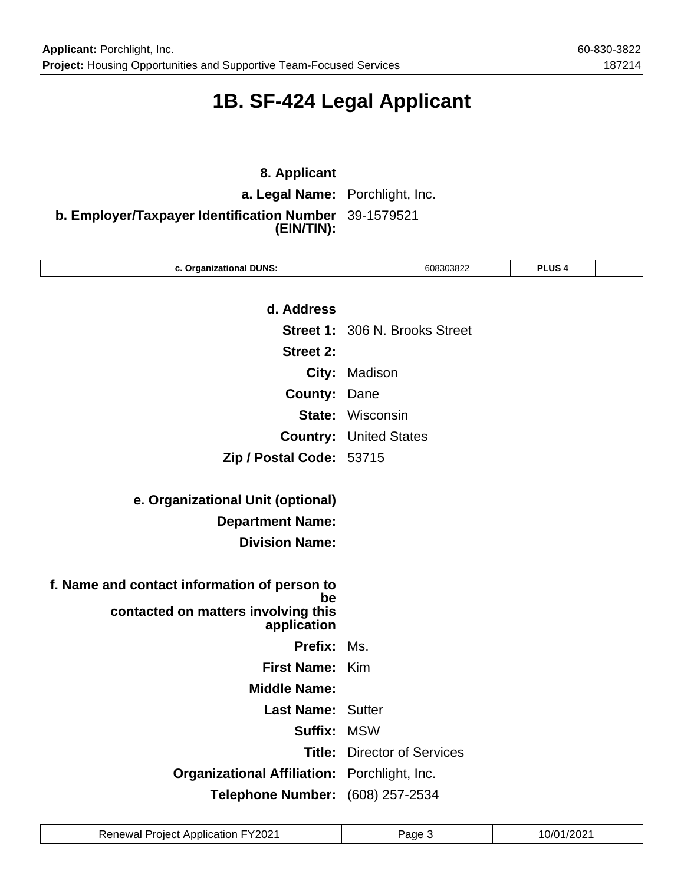# 1B. SF-424 Legal Applicant

**8. Applicant**

**a. Legal Name:** Porchlight, Inc.

**b. Employer/Taxpayer Identification Number (EIN/TIN):** 39-1579521

| c. Organizational DUNS: | 608303822 | PLUS 4 | |
|---|---|---|---|

**d. Address**

**Street 1:** 306 N. Brooks Street

**Street 2:**

**City:** Madison

**County:** Dane

**State:** Wisconsin

**Country:** United States

**Zip / Postal Code:** 53715

**e. Organizational Unit (optional)**

**Department Name:**

**Division Name:**

**f. Name and contact information of person to be contacted on matters involving this application**

**Prefix:** Ms.

**First Name:** Kim

**Middle Name:**

**Last Name:** Sutter

**Suffix:** MSW

**Title:** Director of Services

**Organizational Affiliation:** Porchlight, Inc.

**Telephone Number:** (608) 257-2534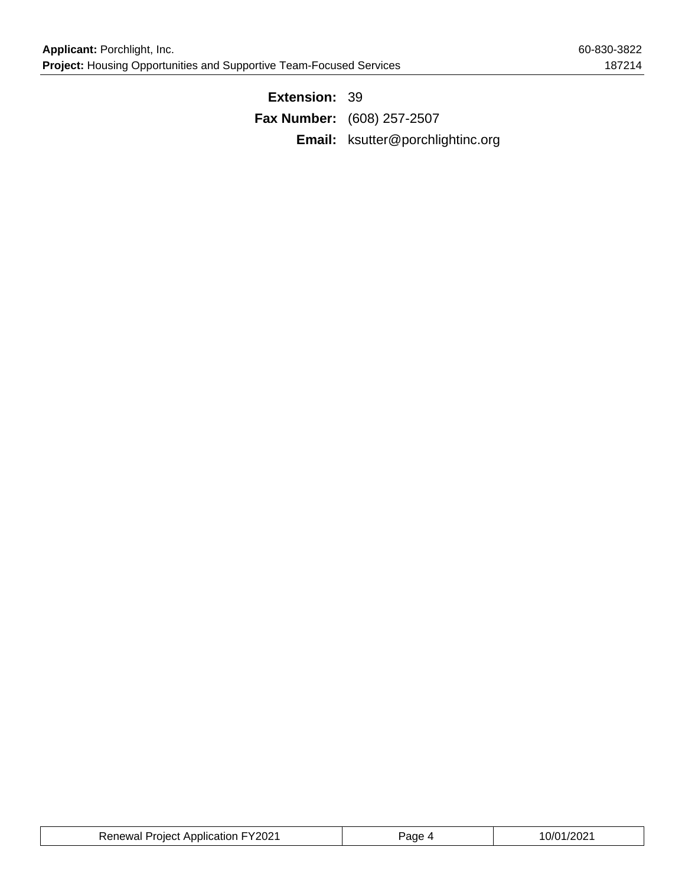**Extension:** 39

**Fax Number:** (608) 257-2507

**Email:** ksutter@porchlightinc.org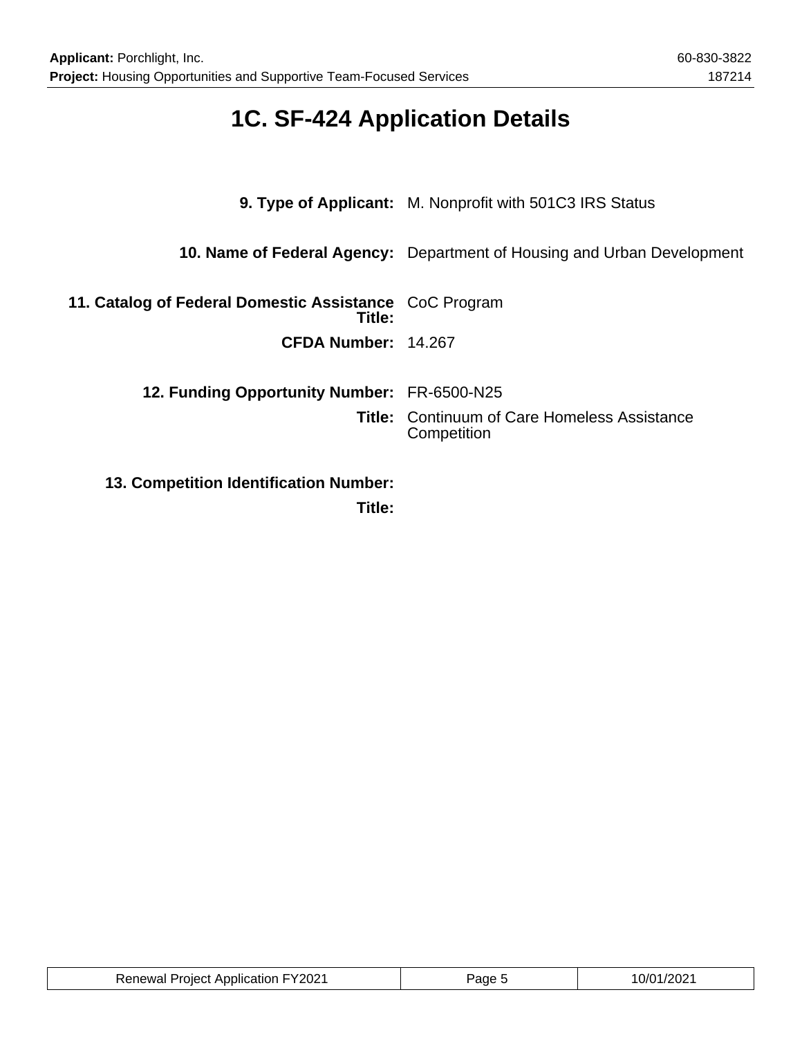# 1C. SF-424 Application Details

**9. Type of Applicant:** M. Nonprofit with 501C3 IRS Status

**10. Name of Federal Agency:** Department of Housing and Urban Development

**11. Catalog of Federal Domestic Assistance Title:** CoC Program

**CFDA Number:** 14.267

**12. Funding Opportunity Number:** FR-6500-N25

**Title:** Continuum of Care Homeless Assistance Competition

**13. Competition Identification Number:**

**Title:**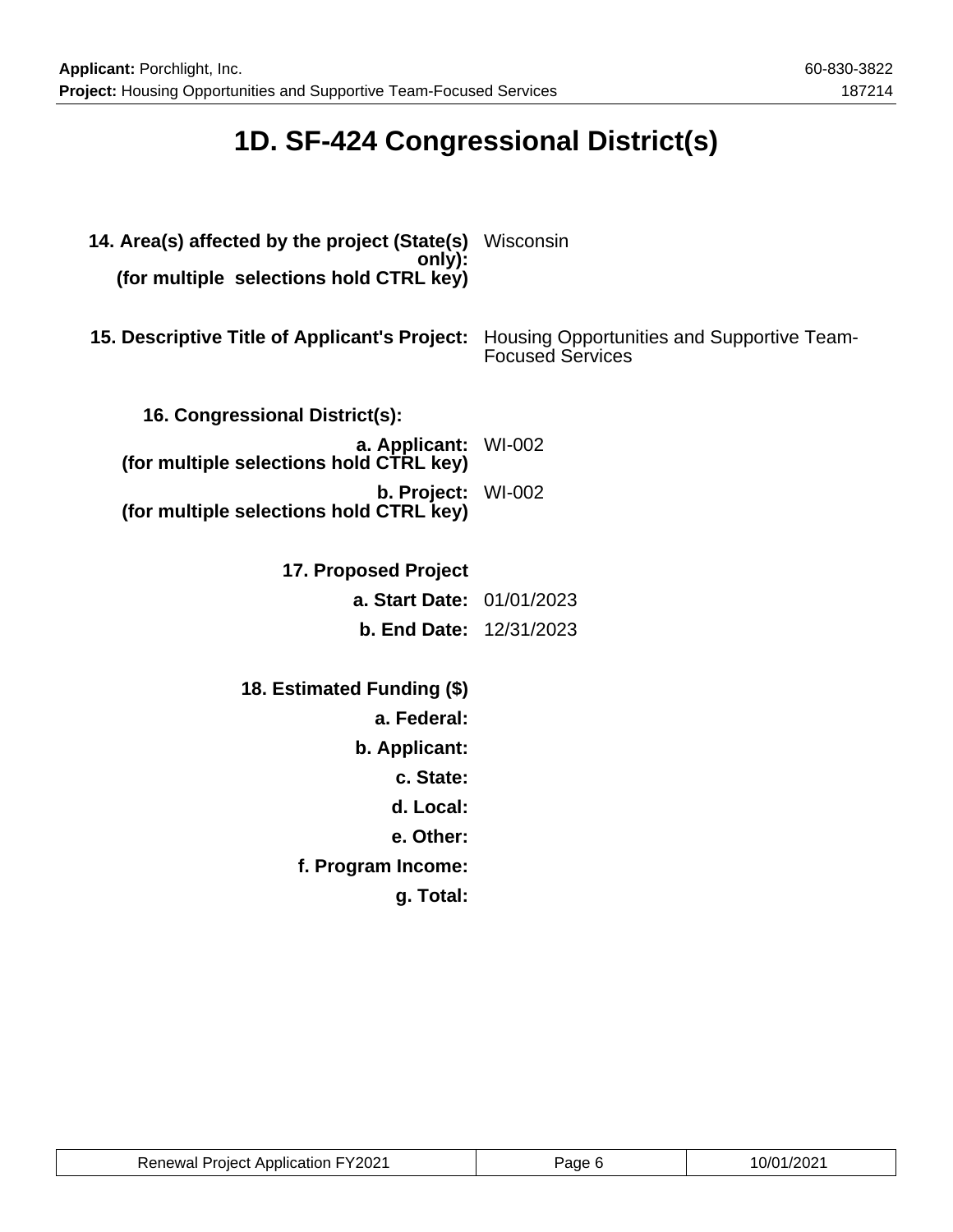# 1D. SF-424 Congressional District(s)

**14. Area(s) affected by the project (State(s) only): (for multiple selections hold CTRL key)** Wisconsin

**15. Descriptive Title of Applicant's Project:** Housing Opportunities and Supportive Team-Focused Services

**16. Congressional District(s):**

**a. Applicant: (for multiple selections hold CTRL key)** WI-002

**b. Project: (for multiple selections hold CTRL key)** WI-002

**17. Proposed Project**

**a. Start Date:** 01/01/2023

**b. End Date:** 12/31/2023

**18. Estimated Funding ($)**

**a. Federal:**

**b. Applicant:**

**c. State:**

**d. Local:**

**e. Other:**

**f. Program Income:**

**g. Total:**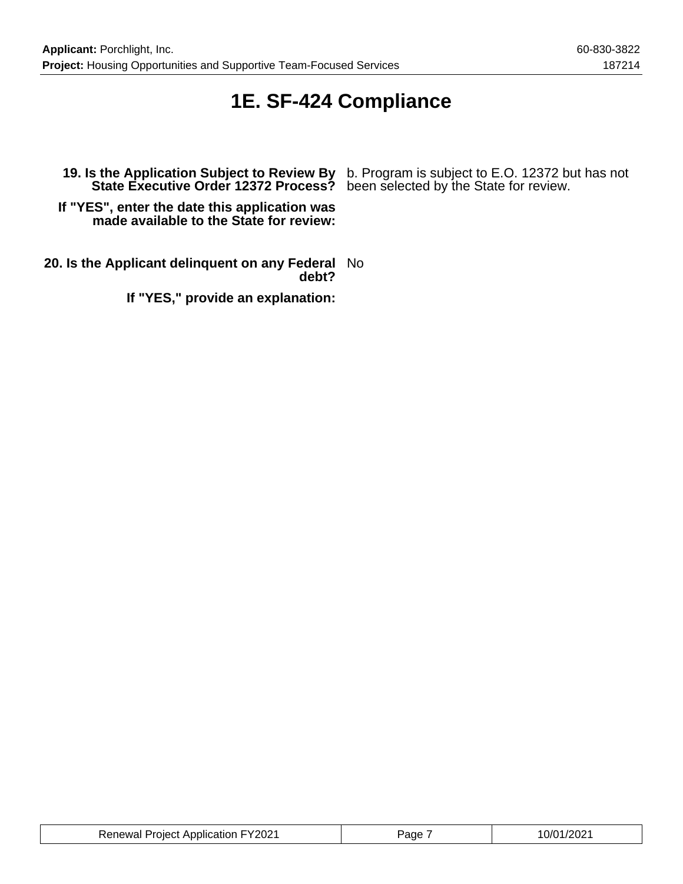# 1E. SF-424 Compliance

**19. Is the Application Subject to Review By State Executive Order 12372 Process?** b. Program is subject to E.O. 12372 but has not been selected by the State for review.

**If "YES", enter the date this application was made available to the State for review:**

**20. Is the Applicant delinquent on any Federal debt?** No

**If "YES," provide an explanation:**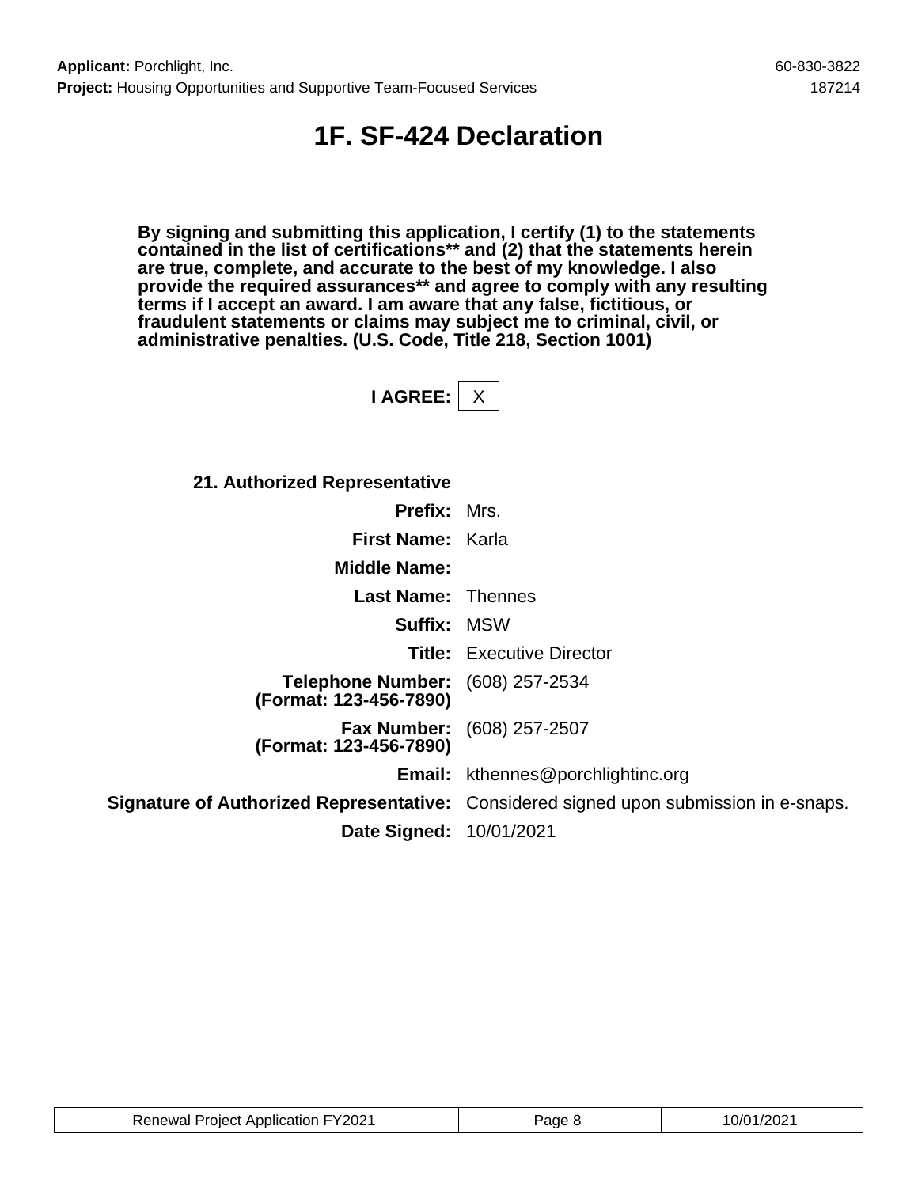# 1F. SF-424 Declaration

**By signing and submitting this application, I certify (1) to the statements contained in the list of certifications** and (2) that the statements herein are true, complete, and accurate to the best of my knowledge. I also provide the required assurances** and agree to comply with any resulting terms if I accept an award. I am aware that any false, fictitious, or fraudulent statements or claims may subject me to criminal, civil, or administrative penalties. (U.S. Code, Title 218, Section 1001)**

**I AGREE:** X

**21. Authorized Representative**

| | |
|---|---|
| **Prefix:** | Mrs. |
| **First Name:** | Karla |
| **Middle Name:** | |
| **Last Name:** | Thennes |
| **Suffix:** | MSW |
| **Title:** | Executive Director |
| **Telephone Number: (Format: 123-456-7890)** | (608) 257-2534 |
| **Fax Number: (Format: 123-456-7890)** | (608) 257-2507 |
| **Email:** | kthennes@porchlightinc.org |
| **Signature of Authorized Representative:** | Considered signed upon submission in e-snaps. |
| **Date Signed:** | 10/01/2021 |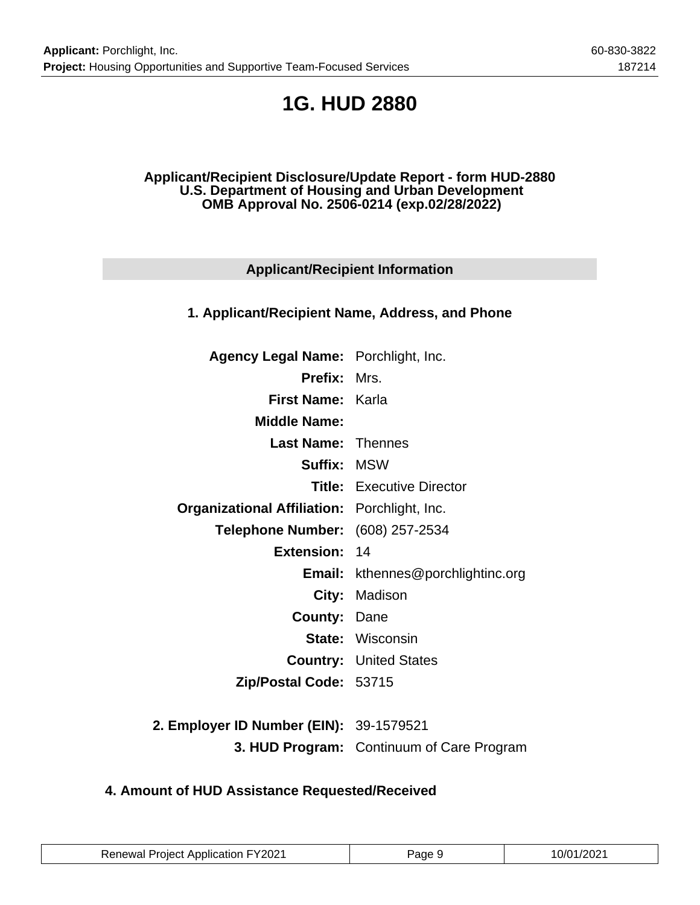# 1G. HUD 2880

**Applicant/Recipient Disclosure/Update Report - form HUD-2880**
**U.S. Department of Housing and Urban Development**
**OMB Approval No. 2506-0214 (exp.02/28/2022)**

## Applicant/Recipient Information

### 1. Applicant/Recipient Name, Address, and Phone

| | |
|---|---|
| **Agency Legal Name:** | Porchlight, Inc. |
| **Prefix:** | Mrs. |
| **First Name:** | Karla |
| **Middle Name:** | |
| **Last Name:** | Thennes |
| **Suffix:** | MSW |
| **Title:** | Executive Director |
| **Organizational Affiliation:** | Porchlight, Inc. |
| **Telephone Number:** | (608) 257-2534 |
| **Extension:** | 14 |
| **Email:** | kthennes@porchlightinc.org |
| **City:** | Madison |
| **County:** | Dane |
| **State:** | Wisconsin |
| **Country:** | United States |
| **Zip/Postal Code:** | 53715 |

| | |
|---|---|
| **2. Employer ID Number (EIN):** | 39-1579521 |
| **3. HUD Program:** | Continuum of Care Program |

### 4. Amount of HUD Assistance Requested/Received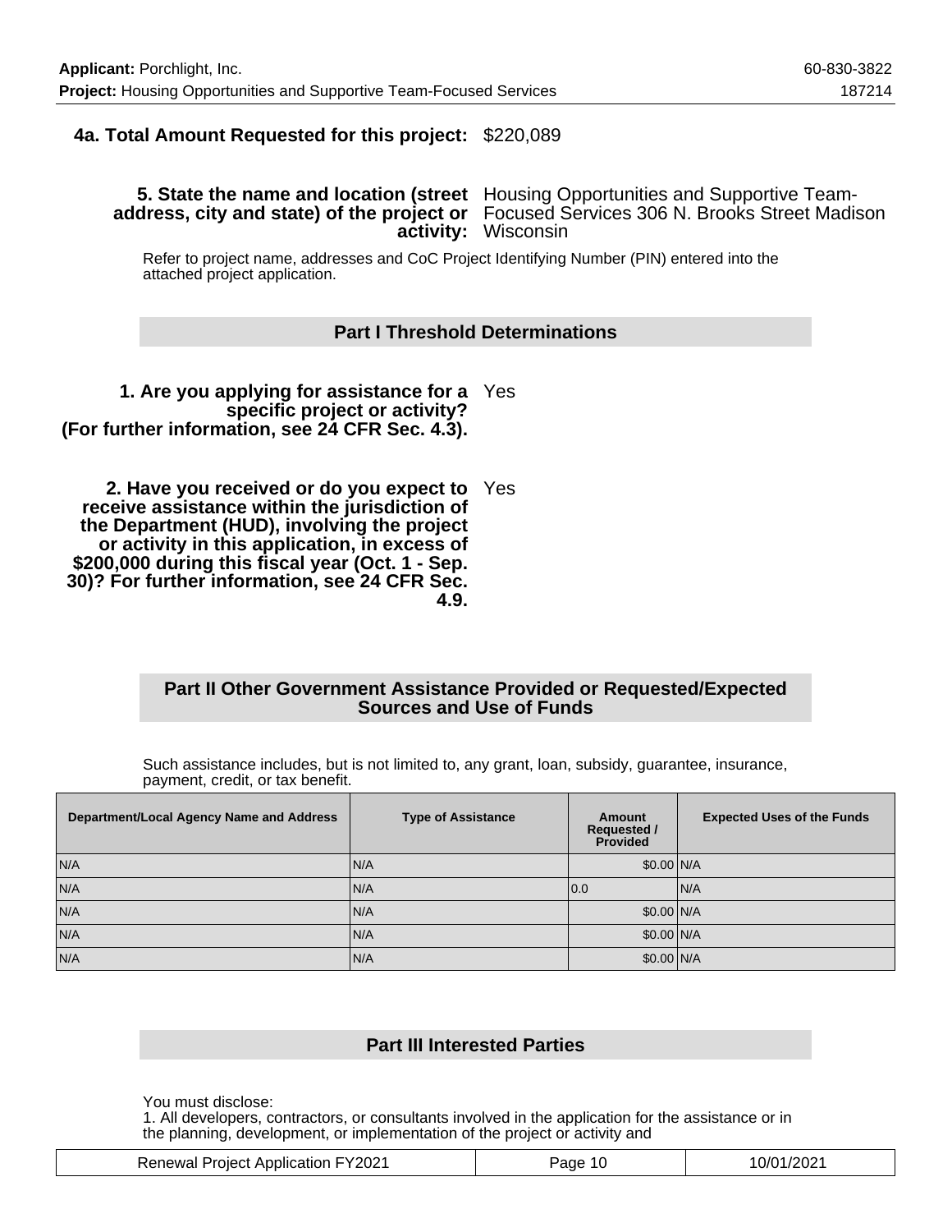**4a. Total Amount Requested for this project:** $220,089

**5. State the name and location (street address, city and state) of the project or activity:** Housing Opportunities and Supportive Team-Focused Services 306 N. Brooks Street Madison Wisconsin

Refer to project name, addresses and CoC Project Identifying Number (PIN) entered into the attached project application.

## Part I Threshold Determinations

**1. Are you applying for assistance for a specific project or activity? (For further information, see 24 CFR Sec. 4.3).** Yes

**2. Have you received or do you expect to receive assistance within the jurisdiction of the Department (HUD), involving the project or activity in this application, in excess of $200,000 during this fiscal year (Oct. 1 - Sep. 30)? For further information, see 24 CFR Sec. 4.9.** Yes

## Part II Other Government Assistance Provided or Requested/Expected Sources and Use of Funds

Such assistance includes, but is not limited to, any grant, loan, subsidy, guarantee, insurance, payment, credit, or tax benefit.

| Department/Local Agency Name and Address | Type of Assistance | Amount Requested / Provided | Expected Uses of the Funds |
|---|---|---|---|
| N/A | N/A | $0.00 | N/A |
| N/A | N/A | 0.0 | N/A |
| N/A | N/A | $0.00 | N/A |
| N/A | N/A | $0.00 | N/A |
| N/A | N/A | $0.00 | N/A |

## Part III Interested Parties

You must disclose:
1. All developers, contractors, or consultants involved in the application for the assistance or in the planning, development, or implementation of the project or activity and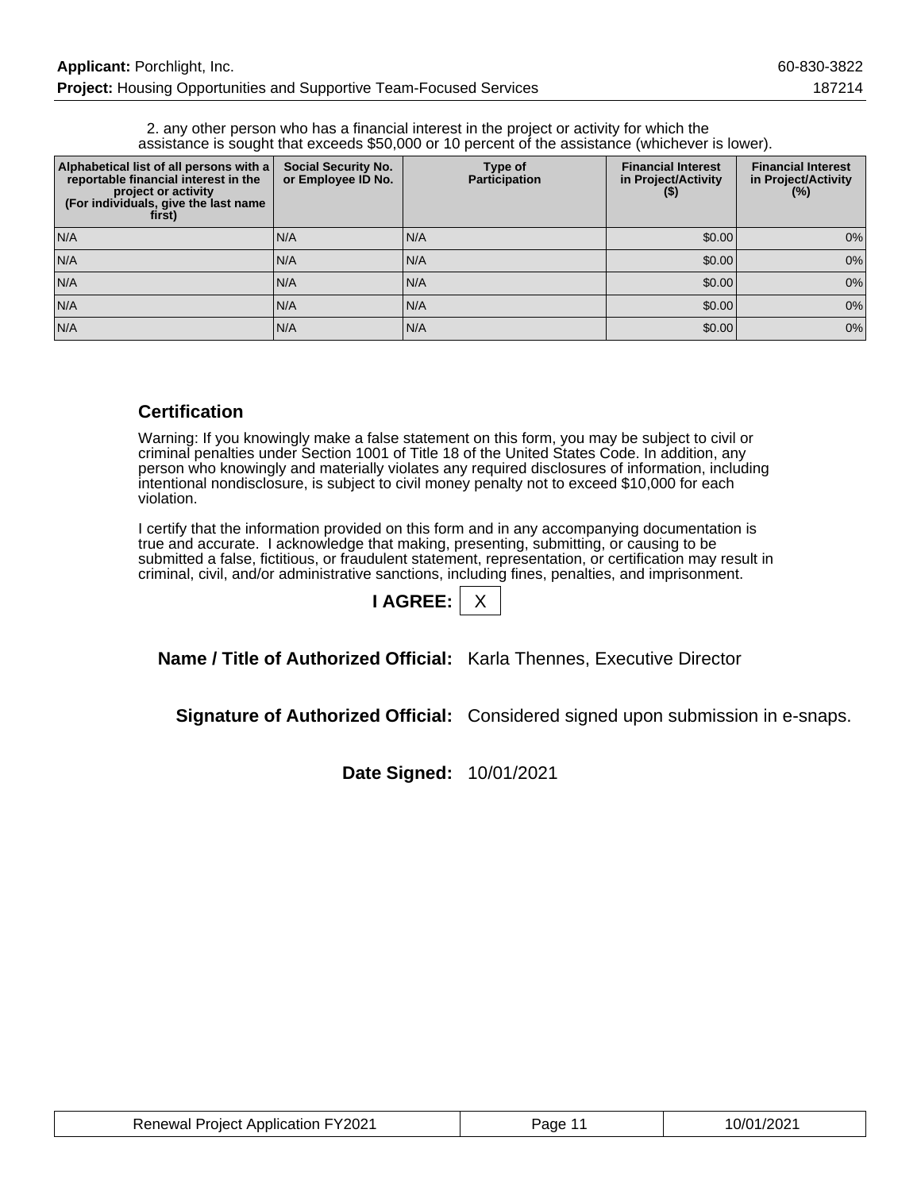2. any other person who has a financial interest in the project or activity for which the assistance is sought that exceeds $50,000 or 10 percent of the assistance (whichever is lower).

| Alphabetical list of all persons with a reportable financial interest in the project or activity (For individuals, give the last name first) | Social Security No. or Employee ID No. | Type of Participation | Financial Interest in Project/Activity ($) | Financial Interest in Project/Activity (%) |
|---|---|---|---|---|
| N/A | N/A | N/A | $0.00 | 0% |
| N/A | N/A | N/A | $0.00 | 0% |
| N/A | N/A | N/A | $0.00 | 0% |
| N/A | N/A | N/A | $0.00 | 0% |
| N/A | N/A | N/A | $0.00 | 0% |

## Certification

Warning: If you knowingly make a false statement on this form, you may be subject to civil or criminal penalties under Section 1001 of Title 18 of the United States Code. In addition, any person who knowingly and materially violates any required disclosures of information, including intentional nondisclosure, is subject to civil money penalty not to exceed $10,000 for each violation.

I certify that the information provided on this form and in any accompanying documentation is true and accurate. I acknowledge that making, presenting, submitting, or causing to be submitted a false, fictitious, or fraudulent statement, representation, or certification may result in criminal, civil, and/or administrative sanctions, including fines, penalties, and imprisonment.

**I AGREE:** X

**Name / Title of Authorized Official:** Karla Thennes, Executive Director

**Signature of Authorized Official:** Considered signed upon submission in e-snaps.

**Date Signed:** 10/01/2021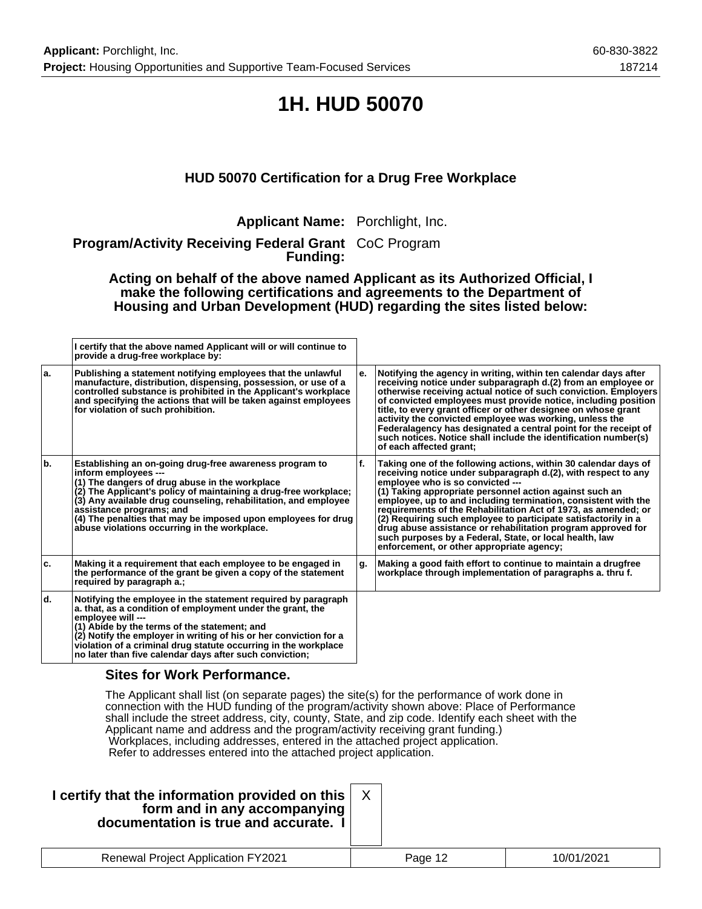# 1H. HUD 50070

### HUD 50070 Certification for a Drug Free Workplace

**Applicant Name:** Porchlight, Inc.

**Program/Activity Receiving Federal Grant Funding:** CoC Program

**Acting on behalf of the above named Applicant as its Authorized Official, I make the following certifications and agreements to the Department of Housing and Urban Development (HUD) regarding the sites listed below:**

| | I certify that the above named Applicant will or will continue to provide a drug-free workplace by: | | |
|---|---|---|---|
| a. | Publishing a statement notifying employees that the unlawful manufacture, distribution, dispensing, possession, or use of a controlled substance is prohibited in the Applicant's workplace and specifying the actions that will be taken against employees for violation of such prohibition. | e. | Notifying the agency in writing, within ten calendar days after receiving notice under subparagraph d.(2) from an employee or otherwise receiving actual notice of such conviction. Employers of convicted employees must provide notice, including position title, to every grant officer or other designee on whose grant activity the convicted employee was working, unless the Federalagency has designated a central point for the receipt of such notices. Notice shall include the identification number(s) of each affected grant; |
| b. | Establishing an on-going drug-free awareness program to inform employees --- (1) The dangers of drug abuse in the workplace (2) The Applicant's policy of maintaining a drug-free workplace; (3) Any available drug counseling, rehabilitation, and employee assistance programs; and (4) The penalties that may be imposed upon employees for drug abuse violations occurring in the workplace. | f. | Taking one of the following actions, within 30 calendar days of receiving notice under subparagraph d.(2), with respect to any employee who is so convicted --- (1) Taking appropriate personnel action against such an employee, up to and including termination, consistent with the requirements of the Rehabilitation Act of 1973, as amended; or (2) Requiring such employee to participate satisfactorily in a drug abuse assistance or rehabilitation program approved for such purposes by a Federal, State, or local health, law enforcement, or other appropriate agency; |
| c. | Making it a requirement that each employee to be engaged in the performance of the grant be given a copy of the statement required by paragraph a.; | g. | Making a good faith effort to continue to maintain a drugfree workplace through implementation of paragraphs a. thru f. |
| d. | Notifying the employee in the statement required by paragraph a. that, as a condition of employment under the grant, the employee will --- (1) Abide by the terms of the statement; and (2) Notify the employer in writing of his or her conviction for a violation of a criminal drug statute occurring in the workplace no later than five calendar days after such conviction; | | |

### Sites for Work Performance.

The Applicant shall list (on separate pages) the site(s) for the performance of work done in connection with the HUD funding of the program/activity shown above: Place of Performance shall include the street address, city, county, State, and zip code. Identify each sheet with the Applicant name and address and the program/activity receiving grant funding.)
Workplaces, including addresses, entered in the attached project application.
Refer to addresses entered into the attached project application.

**I certify that the information provided on this form and in any accompanying documentation is true and accurate. I** X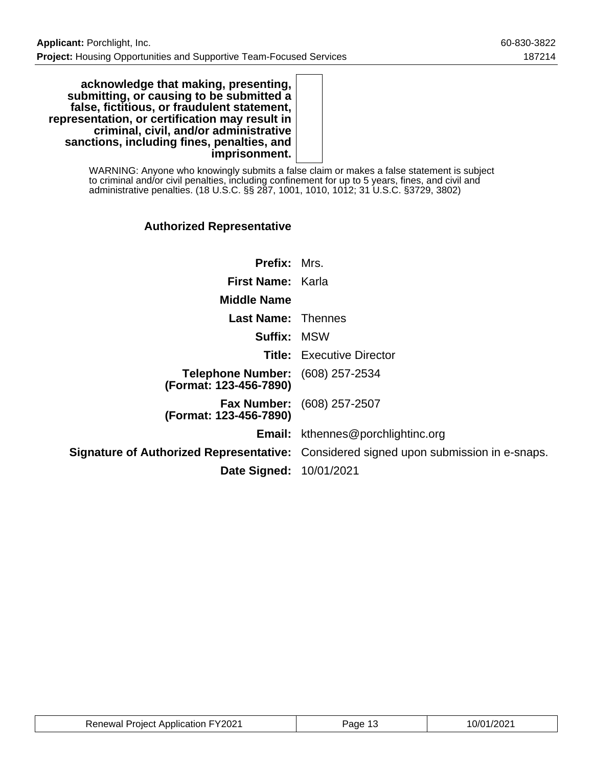**acknowledge that making, presenting, submitting, or causing to be submitted a false, fictitious, or fraudulent statement, representation, or certification may result in criminal, civil, and/or administrative sanctions, including fines, penalties, and imprisonment.**

WARNING: Anyone who knowingly submits a false claim or makes a false statement is subject to criminal and/or civil penalties, including confinement for up to 5 years, fines, and civil and administrative penalties. (18 U.S.C. §§ 287, 1001, 1010, 1012; 31 U.S.C. §3729, 3802)

### Authorized Representative

| | |
|---|---|
| **Prefix:** | Mrs. |
| **First Name:** | Karla |
| **Middle Name** | |
| **Last Name:** | Thennes |
| **Suffix:** | MSW |
| **Title:** | Executive Director |
| **Telephone Number: (Format: 123-456-7890)** | (608) 257-2534 |
| **Fax Number: (Format: 123-456-7890)** | (608) 257-2507 |
| **Email:** | kthennes@porchlightinc.org |
| **Signature of Authorized Representative:** | Considered signed upon submission in e-snaps. |
| **Date Signed:** | 10/01/2021 |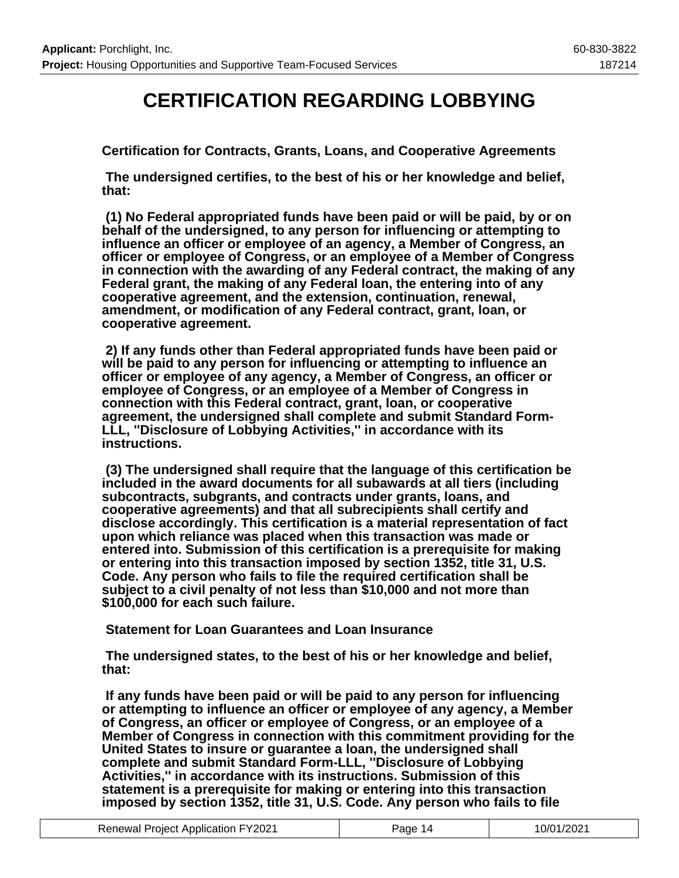# CERTIFICATION REGARDING LOBBYING

**Certification for Contracts, Grants, Loans, and Cooperative Agreements**

**The undersigned certifies, to the best of his or her knowledge and belief, that:**

**(1) No Federal appropriated funds have been paid or will be paid, by or on behalf of the undersigned, to any person for influencing or attempting to influence an officer or employee of an agency, a Member of Congress, an officer or employee of Congress, or an employee of a Member of Congress in connection with the awarding of any Federal contract, the making of any Federal grant, the making of any Federal loan, the entering into of any cooperative agreement, and the extension, continuation, renewal, amendment, or modification of any Federal contract, grant, loan, or cooperative agreement.**

**2) If any funds other than Federal appropriated funds have been paid or will be paid to any person for influencing or attempting to influence an officer or employee of any agency, a Member of Congress, an officer or employee of Congress, or an employee of a Member of Congress in connection with this Federal contract, grant, loan, or cooperative agreement, the undersigned shall complete and submit Standard Form-LLL, "Disclosure of Lobbying Activities," in accordance with its instructions.**

**(3) The undersigned shall require that the language of this certification be included in the award documents for all subawards at all tiers (including subcontracts, subgrants, and contracts under grants, loans, and cooperative agreements) and that all subrecipients shall certify and disclose accordingly. This certification is a material representation of fact upon which reliance was placed when this transaction was made or entered into. Submission of this certification is a prerequisite for making or entering into this transaction imposed by section 1352, title 31, U.S. Code. Any person who fails to file the required certification shall be subject to a civil penalty of not less than $10,000 and not more than $100,000 for each such failure.**

**Statement for Loan Guarantees and Loan Insurance**

**The undersigned states, to the best of his or her knowledge and belief, that:**

**If any funds have been paid or will be paid to any person for influencing or attempting to influence an officer or employee of any agency, a Member of Congress, an officer or employee of Congress, or an employee of a Member of Congress in connection with this commitment providing for the United States to insure or guarantee a loan, the undersigned shall complete and submit Standard Form-LLL, "Disclosure of Lobbying Activities," in accordance with its instructions. Submission of this statement is a prerequisite for making or entering into this transaction imposed by section 1352, title 31, U.S. Code. Any person who fails to file**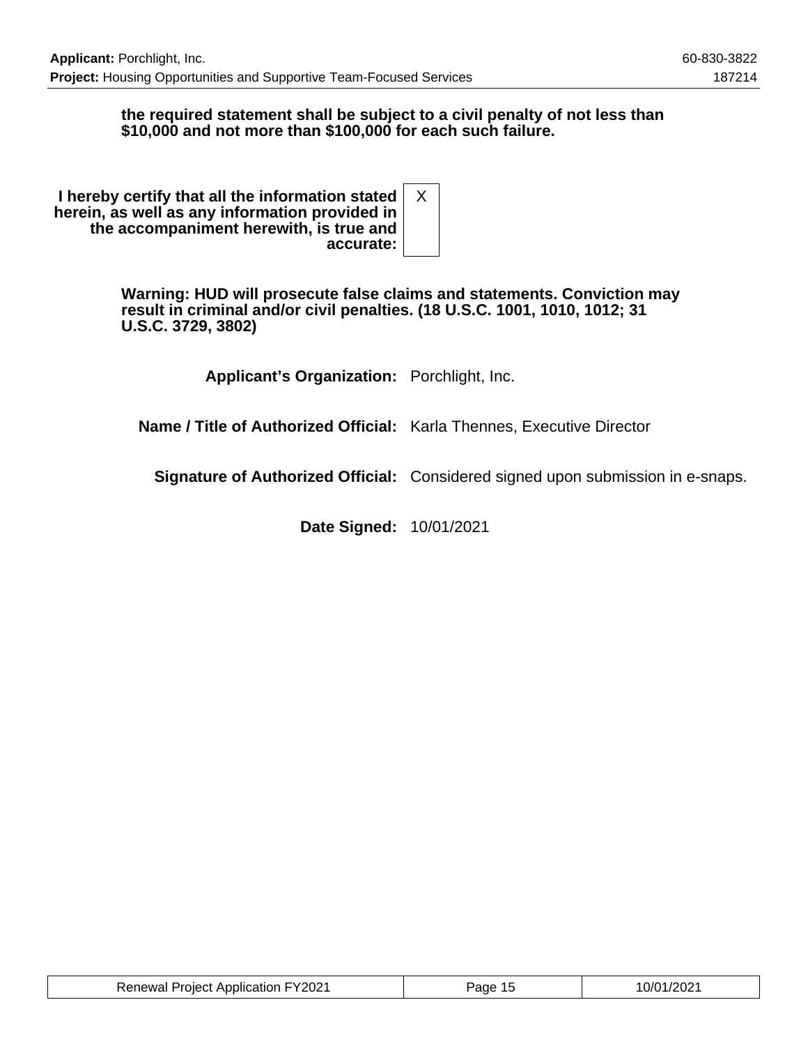**the required statement shall be subject to a civil penalty of not less than $10,000 and not more than $100,000 for each such failure.**

| | |
|---|---|
| **I hereby certify that all the information stated herein, as well as any information provided in the accompaniment herewith, is true and accurate:** | X |

**Warning: HUD will prosecute false claims and statements. Conviction may result in criminal and/or civil penalties. (18 U.S.C. 1001, 1010, 1012; 31 U.S.C. 3729, 3802)**

| | |
|---|---|
| **Applicant's Organization:** | Porchlight, Inc. |
| **Name / Title of Authorized Official:** | Karla Thennes, Executive Director |
| **Signature of Authorized Official:** | Considered signed upon submission in e-snaps. |
| **Date Signed:** | 10/01/2021 |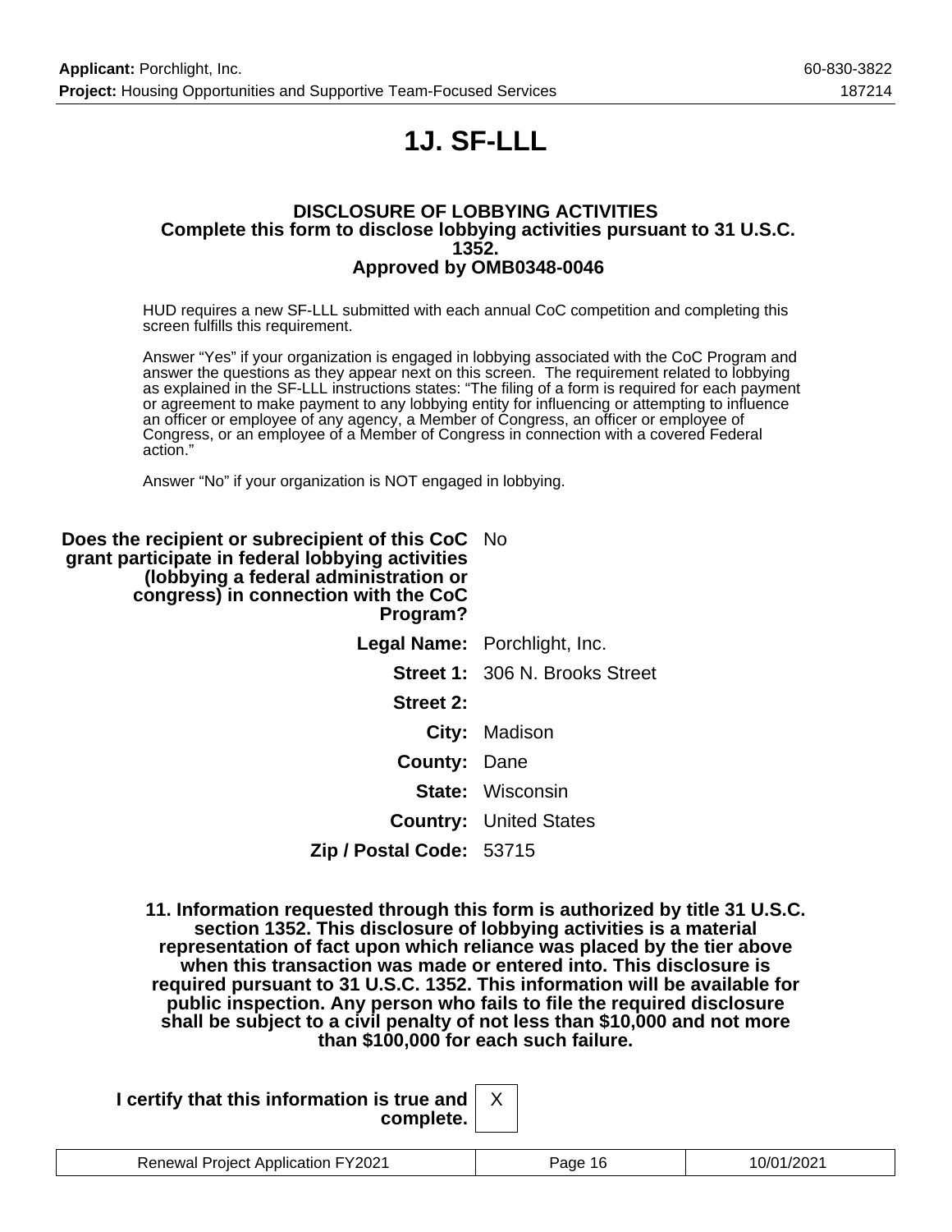# 1J. SF-LLL

**DISCLOSURE OF LOBBYING ACTIVITIES**
**Complete this form to disclose lobbying activities pursuant to 31 U.S.C. 1352.**
**Approved by OMB0348-0046**

HUD requires a new SF-LLL submitted with each annual CoC competition and completing this screen fulfills this requirement.

Answer "Yes" if your organization is engaged in lobbying associated with the CoC Program and answer the questions as they appear next on this screen. The requirement related to lobbying as explained in the SF-LLL instructions states: "The filing of a form is required for each payment or agreement to make payment to any lobbying entity for influencing or attempting to influence an officer or employee of any agency, a Member of Congress, an officer or employee of Congress, or an employee of a Member of Congress in connection with a covered Federal action."

Answer "No" if your organization is NOT engaged in lobbying.

| | |
|---|---|
| **Does the recipient or subrecipient of this CoC grant participate in federal lobbying activities (lobbying a federal administration or congress) in connection with the CoC Program?** | No |
| **Legal Name:** | Porchlight, Inc. |
| **Street 1:** | 306 N. Brooks Street |
| **Street 2:** | |
| **City:** | Madison |
| **County:** | Dane |
| **State:** | Wisconsin |
| **Country:** | United States |
| **Zip / Postal Code:** | 53715 |

**11. Information requested through this form is authorized by title 31 U.S.C. section 1352. This disclosure of lobbying activities is a material representation of fact upon which reliance was placed by the tier above when this transaction was made or entered into. This disclosure is required pursuant to 31 U.S.C. 1352. This information will be available for public inspection. Any person who fails to file the required disclosure shall be subject to a civil penalty of not less than $10,000 and not more than $100,000 for each such failure.**

| | |
|---|---|
| **I certify that this information is true and complete.** | X |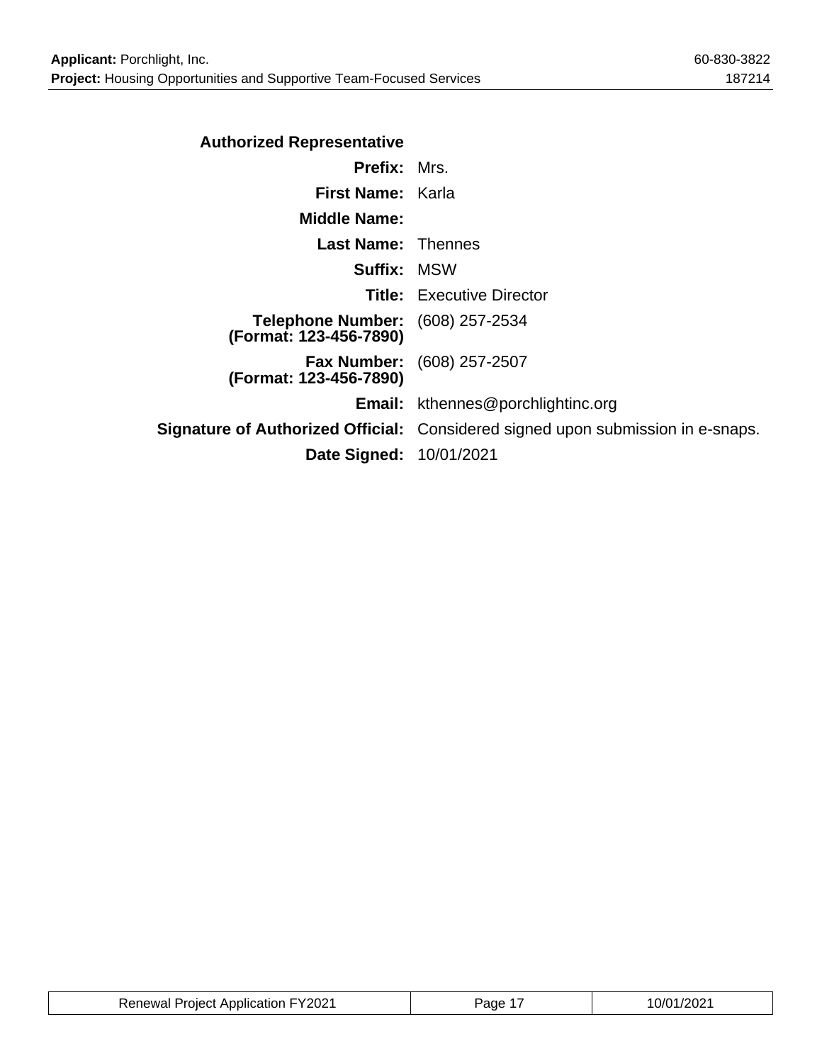### Authorized Representative

| | |
|---|---|
| **Prefix:** | Mrs. |
| **First Name:** | Karla |
| **Middle Name:** | |
| **Last Name:** | Thennes |
| **Suffix:** | MSW |
| **Title:** | Executive Director |
| **Telephone Number: (Format: 123-456-7890)** | (608) 257-2534 |
| **Fax Number: (Format: 123-456-7890)** | (608) 257-2507 |
| **Email:** | kthennes@porchlightinc.org |
| **Signature of Authorized Official:** | Considered signed upon submission in e-snaps. |
| **Date Signed:** | 10/01/2021 |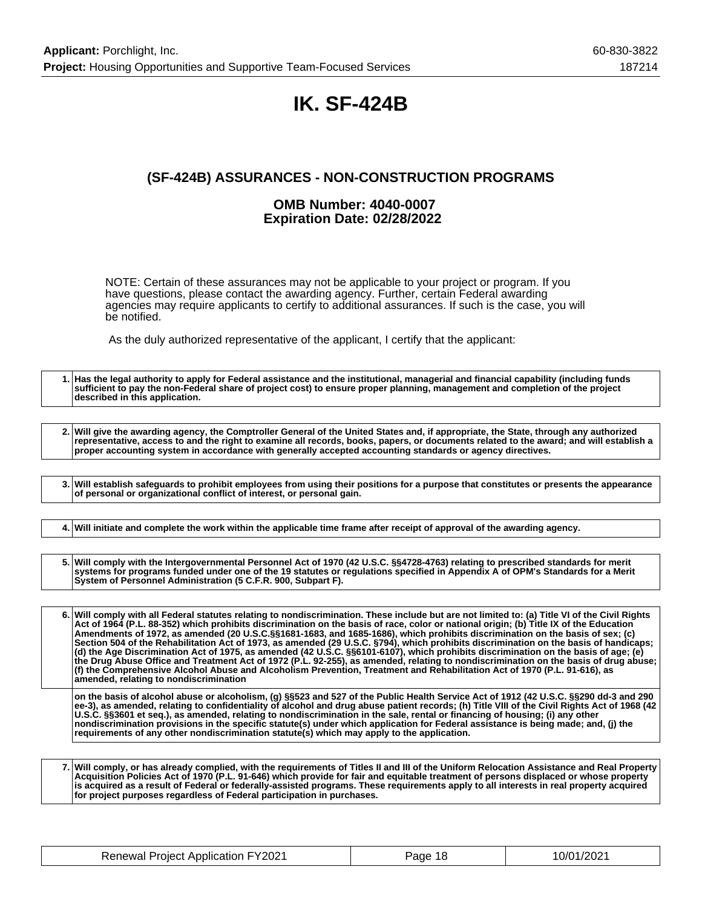# IK. SF-424B

### (SF-424B) ASSURANCES - NON-CONSTRUCTION PROGRAMS

#### OMB Number: 4040-0007
#### Expiration Date: 02/28/2022

NOTE: Certain of these assurances may not be applicable to your project or program. If you have questions, please contact the awarding agency. Further, certain Federal awarding agencies may require applicants to certify to additional assurances. If such is the case, you will be notified.

As the duly authorized representative of the applicant, I certify that the applicant:

| | |
|---|---|
| 1. | **Has the legal authority to apply for Federal assistance and the institutional, managerial and financial capability (including funds sufficient to pay the non-Federal share of project cost) to ensure proper planning, management and completion of the project described in this application.** |

| | |
|---|---|
| 2. | **Will give the awarding agency, the Comptroller General of the United States and, if appropriate, the State, through any authorized representative, access to and the right to examine all records, books, papers, or documents related to the award; and will establish a proper accounting system in accordance with generally accepted accounting standards or agency directives.** |

| | |
|---|---|
| 3. | **Will establish safeguards to prohibit employees from using their positions for a purpose that constitutes or presents the appearance of personal or organizational conflict of interest, or personal gain.** |

| | |
|---|---|
| 4. | **Will initiate and complete the work within the applicable time frame after receipt of approval of the awarding agency.** |

| | |
|---|---|
| 5. | **Will comply with the Intergovernmental Personnel Act of 1970 (42 U.S.C. §§4728-4763) relating to prescribed standards for merit systems for programs funded under one of the 19 statutes or regulations specified in Appendix A of OPM's Standards for a Merit System of Personnel Administration (5 C.F.R. 900, Subpart F).** |

| | |
|---|---|
| 6. | **Will comply with all Federal statutes relating to nondiscrimination. These include but are not limited to: (a) Title VI of the Civil Rights Act of 1964 (P.L. 88-352) which prohibits discrimination on the basis of race, color or national origin; (b) Title IX of the Education Amendments of 1972, as amended (20 U.S.C.§§1681-1683, and 1685-1686), which prohibits discrimination on the basis of sex; (c) Section 504 of the Rehabilitation Act of 1973, as amended (29 U.S.C. §794), which prohibits discrimination on the basis of handicaps; (d) the Age Discrimination Act of 1975, as amended (42 U.S.C. §§6101-6107), which prohibits discrimination on the basis of age; (e) the Drug Abuse Office and Treatment Act of 1972 (P.L. 92-255), as amended, relating to nondiscrimination on the basis of drug abuse; (f) the Comprehensive Alcohol Abuse and Alcoholism Prevention, Treatment and Rehabilitation Act of 1970 (P.L. 91-616), as amended, relating to nondiscrimination** |
| | **on the basis of alcohol abuse or alcoholism, (g) §§523 and 527 of the Public Health Service Act of 1912 (42 U.S.C. §§290 dd-3 and 290 ee-3), as amended, relating to confidentiality of alcohol and drug abuse patient records; (h) Title VIII of the Civil Rights Act of 1968 (42 U.S.C. §§3601 et seq.), as amended, relating to nondiscrimination in the sale, rental or financing of housing; (i) any other nondiscrimination provisions in the specific statute(s) under which application for Federal assistance is being made; and, (j) the requirements of any other nondiscrimination statute(s) which may apply to the application.** |

| | |
|---|---|
| 7. | **Will comply, or has already complied, with the requirements of Titles II and III of the Uniform Relocation Assistance and Real Property Acquisition Policies Act of 1970 (P.L. 91-646) which provide for fair and equitable treatment of persons displaced or whose property is acquired as a result of Federal or federally-assisted programs. These requirements apply to all interests in real property acquired for project purposes regardless of Federal participation in purchases.** |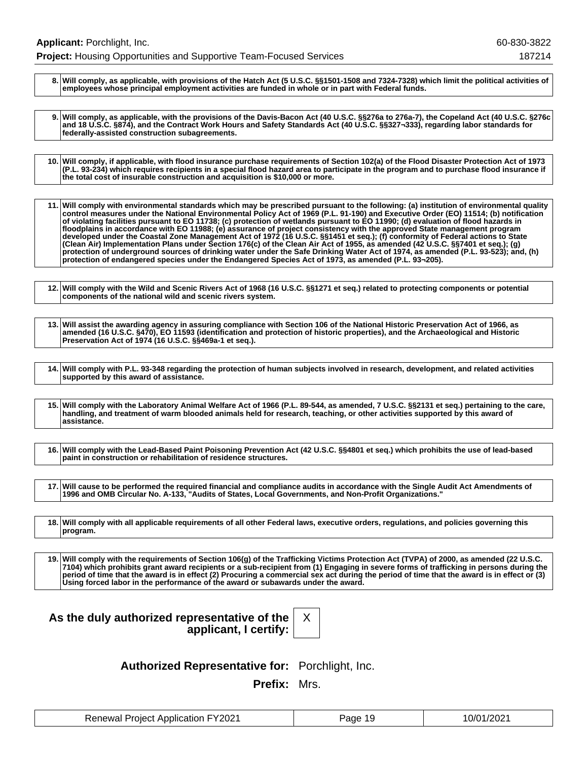| | |
|---|---|
| 8. | **Will comply, as applicable, with provisions of the Hatch Act (5 U.S.C. §§1501-1508 and 7324-7328) which limit the political activities of employees whose principal employment activities are funded in whole or in part with Federal funds.** |

| | |
|---|---|
| 9. | **Will comply, as applicable, with the provisions of the Davis-Bacon Act (40 U.S.C. §§276a to 276a-7), the Copeland Act (40 U.S.C. §276c and 18 U.S.C. §874), and the Contract Work Hours and Safety Standards Act (40 U.S.C. §§327¬333), regarding labor standards for federally-assisted construction subagreements.** |

| | |
|---|---|
| 10. | **Will comply, if applicable, with flood insurance purchase requirements of Section 102(a) of the Flood Disaster Protection Act of 1973 (P.L. 93-234) which requires recipients in a special flood hazard area to participate in the program and to purchase flood insurance if the total cost of insurable construction and acquisition is $10,000 or more.** |

| | |
|---|---|
| 11. | **Will comply with environmental standards which may be prescribed pursuant to the following: (a) institution of environmental quality control measures under the National Environmental Policy Act of 1969 (P.L. 91-190) and Executive Order (EO) 11514; (b) notification of violating facilities pursuant to EO 11738; (c) protection of wetlands pursuant to EO 11990; (d) evaluation of flood hazards in floodplains in accordance with EO 11988; (e) assurance of project consistency with the approved State management program developed under the Coastal Zone Management Act of 1972 (16 U.S.C. §§1451 et seq.); (f) conformity of Federal actions to State (Clean Air) Implementation Plans under Section 176(c) of the Clean Air Act of 1955, as amended (42 U.S.C. §§7401 et seq.); (g) protection of underground sources of drinking water under the Safe Drinking Water Act of 1974, as amended (P.L. 93-523); and, (h) protection of endangered species under the Endangered Species Act of 1973, as amended (P.L. 93¬205).** |

| | |
|---|---|
| 12. | **Will comply with the Wild and Scenic Rivers Act of 1968 (16 U.S.C. §§1271 et seq.) related to protecting components or potential components of the national wild and scenic rivers system.** |

| | |
|---|---|
| 13. | **Will assist the awarding agency in assuring compliance with Section 106 of the National Historic Preservation Act of 1966, as amended (16 U.S.C. §470), EO 11593 (identification and protection of historic properties), and the Archaeological and Historic Preservation Act of 1974 (16 U.S.C. §§469a-1 et seq.).** |

| | |
|---|---|
| 14. | **Will comply with P.L. 93-348 regarding the protection of human subjects involved in research, development, and related activities supported by this award of assistance.** |

| | |
|---|---|
| 15. | **Will comply with the Laboratory Animal Welfare Act of 1966 (P.L. 89-544, as amended, 7 U.S.C. §§2131 et seq.) pertaining to the care, handling, and treatment of warm blooded animals held for research, teaching, or other activities supported by this award of assistance.** |

| | |
|---|---|
| 16. | **Will comply with the Lead-Based Paint Poisoning Prevention Act (42 U.S.C. §§4801 et seq.) which prohibits the use of lead-based paint in construction or rehabilitation of residence structures.** |

| | |
|---|---|
| 17. | **Will cause to be performed the required financial and compliance audits in accordance with the Single Audit Act Amendments of 1996 and OMB Circular No. A-133, "Audits of States, Local Governments, and Non-Profit Organizations."** |

| | |
|---|---|
| 18. | **Will comply with all applicable requirements of all other Federal laws, executive orders, regulations, and policies governing this program.** |

| | |
|---|---|
| 19. | **Will comply with the requirements of Section 106(g) of the Trafficking Victims Protection Act (TVPA) of 2000, as amended (22 U.S.C. 7104) which prohibits grant award recipients or a sub-recipient from (1) Engaging in severe forms of trafficking in persons during the period of time that the award is in effect (2) Procuring a commercial sex act during the period of time that the award is in effect or (3) Using forced labor in the performance of the award or subawards under the award.** |

**As the duly authorized representative of the applicant, I certify:** X

**Authorized Representative for:** Porchlight, Inc.

**Prefix:** Mrs.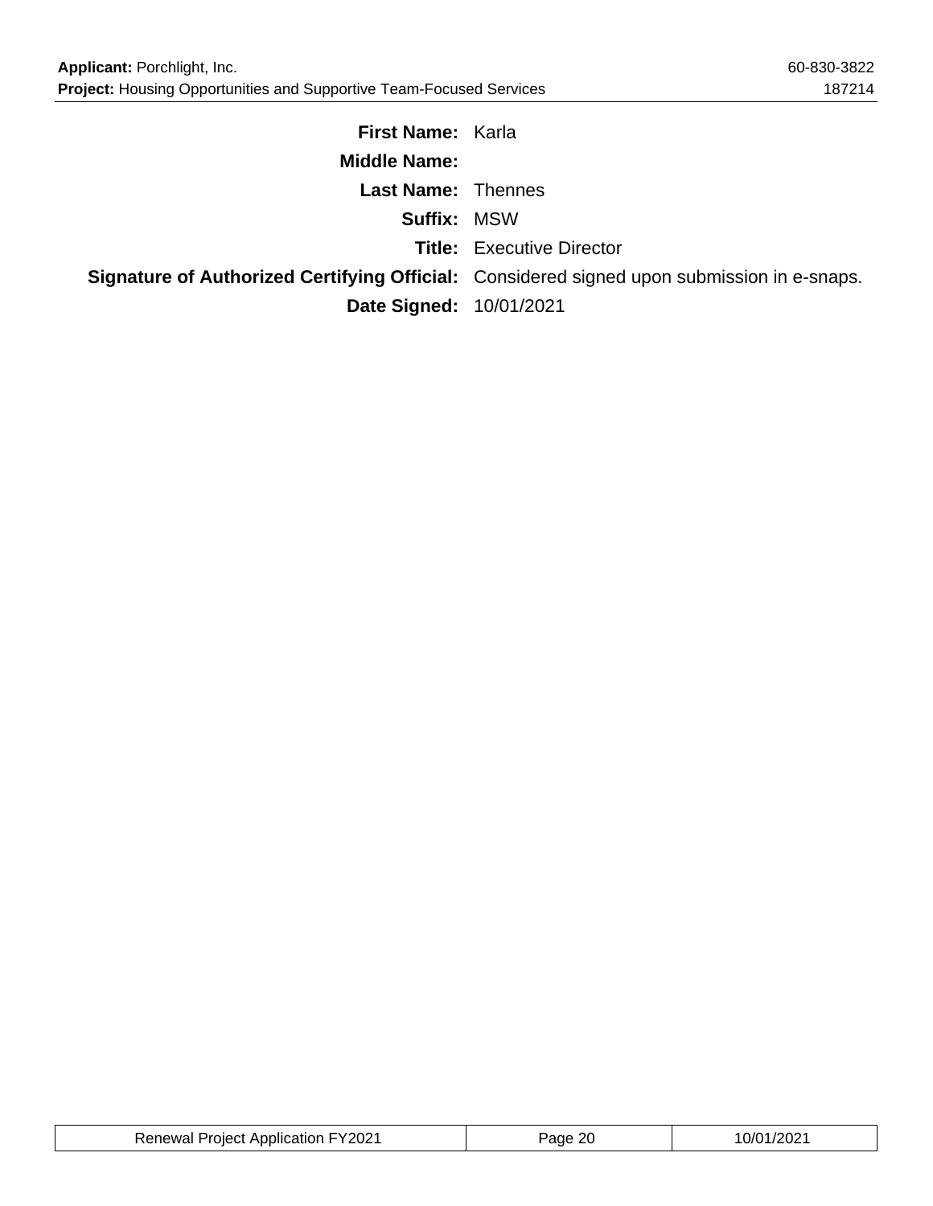| | |
|---|---|
| **First Name:** | Karla |
| **Middle Name:** | |
| **Last Name:** | Thennes |
| **Suffix:** | MSW |
| **Title:** | Executive Director |
| **Signature of Authorized Certifying Official:** | Considered signed upon submission in e-snaps. |
| **Date Signed:** | 10/01/2021 |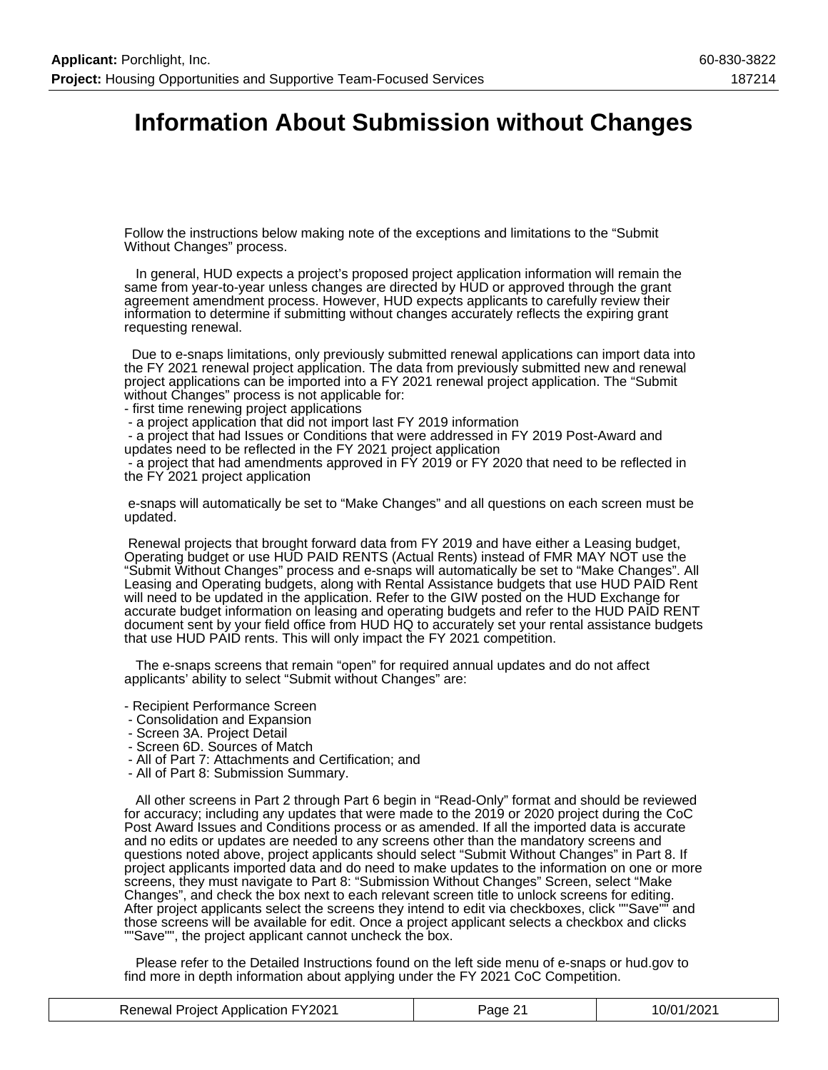# Information About Submission without Changes

Follow the instructions below making note of the exceptions and limitations to the "Submit Without Changes" process.

In general, HUD expects a project's proposed project application information will remain the same from year-to-year unless changes are directed by HUD or approved through the grant agreement amendment process. However, HUD expects applicants to carefully review their information to determine if submitting without changes accurately reflects the expiring grant requesting renewal.

Due to e-snaps limitations, only previously submitted renewal applications can import data into the FY 2021 renewal project application. The data from previously submitted new and renewal project applications can be imported into a FY 2021 renewal project application. The "Submit without Changes" process is not applicable for:

- first time renewing project applications
- a project application that did not import last FY 2019 information
- a project that had Issues or Conditions that were addressed in FY 2019 Post-Award and updates need to be reflected in the FY 2021 project application
- a project that had amendments approved in FY 2019 or FY 2020 that need to be reflected in the FY 2021 project application

e-snaps will automatically be set to "Make Changes" and all questions on each screen must be updated.

Renewal projects that brought forward data from FY 2019 and have either a Leasing budget, Operating budget or use HUD PAID RENTS (Actual Rents) instead of FMR MAY NOT use the "Submit Without Changes" process and e-snaps will automatically be set to "Make Changes". All Leasing and Operating budgets, along with Rental Assistance budgets that use HUD PAID Rent will need to be updated in the application. Refer to the GIW posted on the HUD Exchange for accurate budget information on leasing and operating budgets and refer to the HUD PAID RENT document sent by your field office from HUD HQ to accurately set your rental assistance budgets that use HUD PAID rents. This will only impact the FY 2021 competition.

The e-snaps screens that remain "open" for required annual updates and do not affect applicants' ability to select "Submit without Changes" are:

- Recipient Performance Screen
- Consolidation and Expansion
- Screen 3A. Project Detail
- Screen 6D. Sources of Match
- All of Part 7: Attachments and Certification; and
- All of Part 8: Submission Summary.

All other screens in Part 2 through Part 6 begin in "Read-Only" format and should be reviewed for accuracy; including any updates that were made to the 2019 or 2020 project during the CoC Post Award Issues and Conditions process or as amended. If all the imported data is accurate and no edits or updates are needed to any screens other than the mandatory screens and questions noted above, project applicants should select "Submit Without Changes" in Part 8. If project applicants imported data and do need to make updates to the information on one or more screens, they must navigate to Part 8: "Submission Without Changes" Screen, select "Make Changes", and check the box next to each relevant screen title to unlock screens for editing. After project applicants select the screens they intend to edit via checkboxes, click ""Save"" and those screens will be available for edit. Once a project applicant selects a checkbox and clicks ""Save"", the project applicant cannot uncheck the box.

Please refer to the Detailed Instructions found on the left side menu of e-snaps or hud.gov to find more in depth information about applying under the FY 2021 CoC Competition.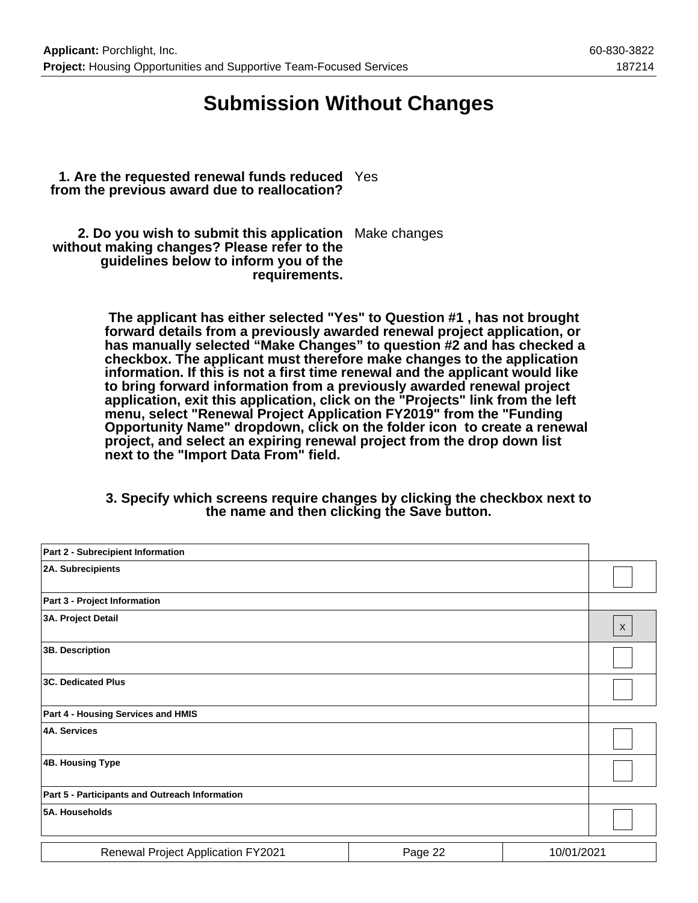# Submission Without Changes

**1. Are the requested renewal funds reduced from the previous award due to reallocation?** Yes

**2. Do you wish to submit this application without making changes? Please refer to the guidelines below to inform you of the requirements.** Make changes

**The applicant has either selected "Yes" to Question #1 , has not brought forward details from a previously awarded renewal project application, or has manually selected "Make Changes" to question #2 and has checked a checkbox. The applicant must therefore make changes to the application information. If this is not a first time renewal and the applicant would like to bring forward information from a previously awarded renewal project application, exit this application, click on the "Projects" link from the left menu, select "Renewal Project Application FY2019" from the "Funding Opportunity Name" dropdown, click on the folder icon to create a renewal project, and select an expiring renewal project from the drop down list next to the "Import Data From" field.**

**3. Specify which screens require changes by clicking the checkbox next to the name and then clicking the Save button.**

| Screen | |
|---|---|
| **Part 2 - Subrecipient Information** | |
| **2A. Subrecipients** | ☐ |
| **Part 3 - Project Information** | |
| **3A. Project Detail** | X |
| **3B. Description** | ☐ |
| **3C. Dedicated Plus** | ☐ |
| **Part 4 - Housing Services and HMIS** | |
| **4A. Services** | ☐ |
| **4B. Housing Type** | ☐ |
| **Part 5 - Participants and Outreach Information** | |
| **5A. Households** | ☐ |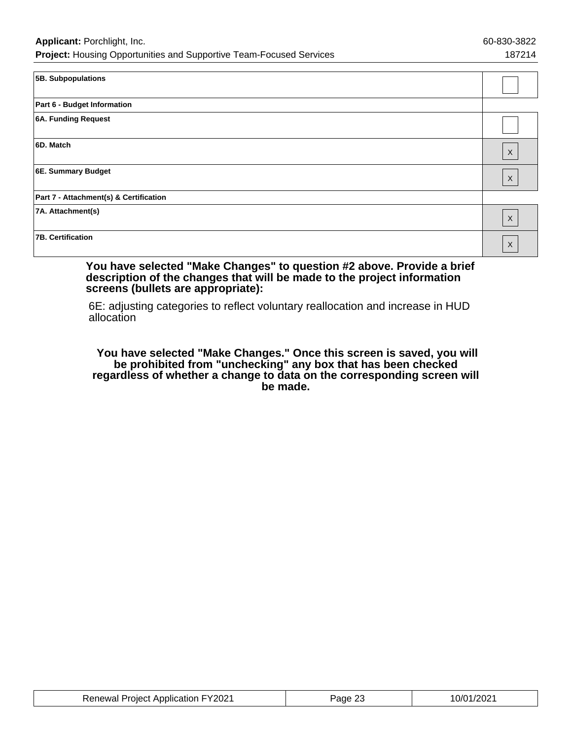| | |
|---|---|
| **5B. Subpopulations** | |
| **Part 6 - Budget Information** | |
| **6A. Funding Request** | |
| **6D. Match** | X |
| **6E. Summary Budget** | X |
| **Part 7 - Attachment(s) & Certification** | |
| **7A. Attachment(s)** | X |
| **7B. Certification** | X |

**You have selected "Make Changes" to question #2 above. Provide a brief description of the changes that will be made to the project information screens (bullets are appropriate):**

6E: adjusting categories to reflect voluntary reallocation and increase in HUD allocation

**You have selected "Make Changes." Once this screen is saved, you will be prohibited from "unchecking" any box that has been checked regardless of whether a change to data on the corresponding screen will be made.**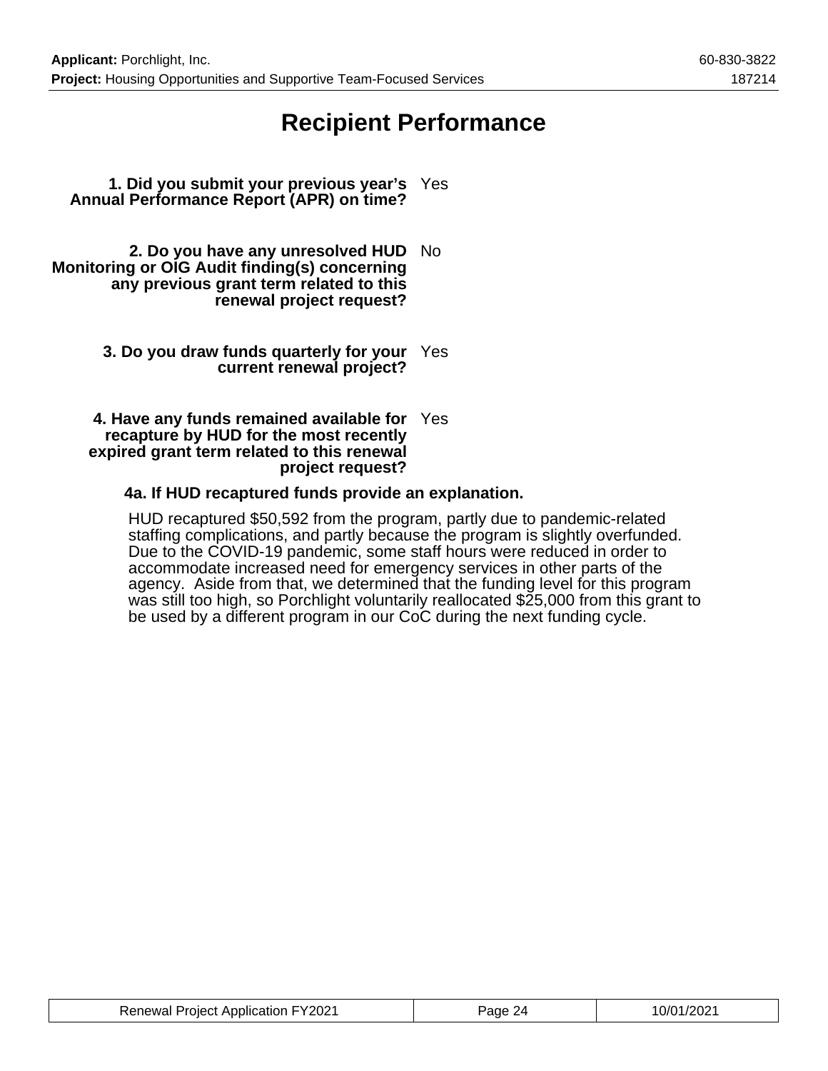# Recipient Performance

**1. Did you submit your previous year's Annual Performance Report (APR) on time?** Yes

**2. Do you have any unresolved HUD Monitoring or OIG Audit finding(s) concerning any previous grant term related to this renewal project request?** No

**3. Do you draw funds quarterly for your current renewal project?** Yes

**4. Have any funds remained available for recapture by HUD for the most recently expired grant term related to this renewal project request?** Yes

**4a. If HUD recaptured funds provide an explanation.**

HUD recaptured $50,592 from the program, partly due to pandemic-related staffing complications, and partly because the program is slightly overfunded. Due to the COVID-19 pandemic, some staff hours were reduced in order to accommodate increased need for emergency services in other parts of the agency. Aside from that, we determined that the funding level for this program was still too high, so Porchlight voluntarily reallocated $25,000 from this grant to be used by a different program in our CoC during the next funding cycle.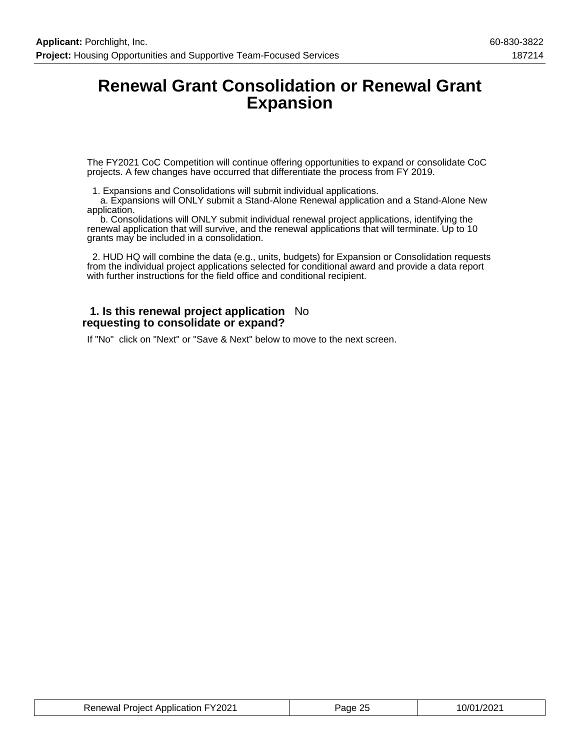# Renewal Grant Consolidation or Renewal Grant Expansion

The FY2021 CoC Competition will continue offering opportunities to expand or consolidate CoC projects. A few changes have occurred that differentiate the process from FY 2019.

1. Expansions and Consolidations will submit individual applications.
   a. Expansions will ONLY submit a Stand-Alone Renewal application and a Stand-Alone New application.
   b. Consolidations will ONLY submit individual renewal project applications, identifying the renewal application that will survive, and the renewal applications that will terminate. Up to 10 grants may be included in a consolidation.

2. HUD HQ will combine the data (e.g., units, budgets) for Expansion or Consolidation requests from the individual project applications selected for conditional award and provide a data report with further instructions for the field office and conditional recipient.

**1. Is this renewal project application requesting to consolidate or expand?** No

If "No" click on "Next" or "Save & Next" below to move to the next screen.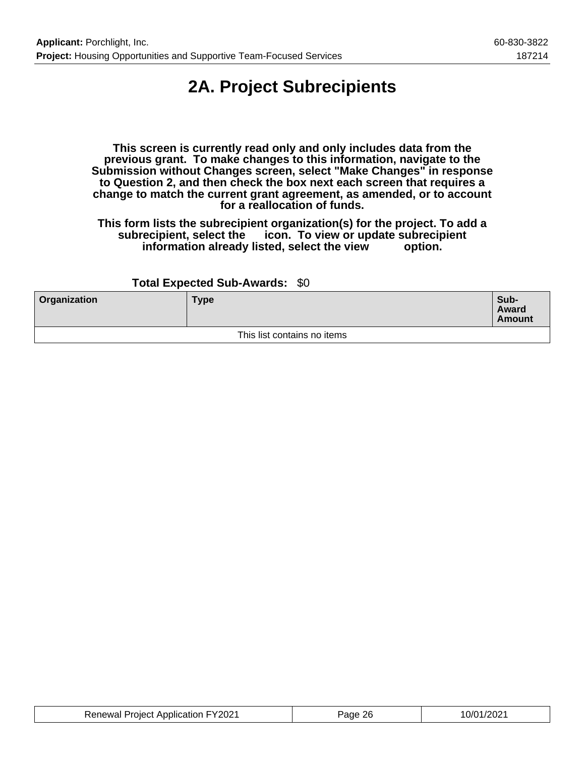# 2A. Project Subrecipients

**This screen is currently read only and only includes data from the previous grant. To make changes to this information, navigate to the Submission without Changes screen, select "Make Changes" in response to Question 2, and then check the box next each screen that requires a change to match the current grant agreement, as amended, or to account for a reallocation of funds.**

**This form lists the subrecipient organization(s) for the project. To add a subrecipient, select the icon. To view or update subrecipient information already listed, select the view option.**

**Total Expected Sub-Awards:** $0

| Organization | Type | Sub-Award Amount |
|---|---|---|
| This list contains no items | | |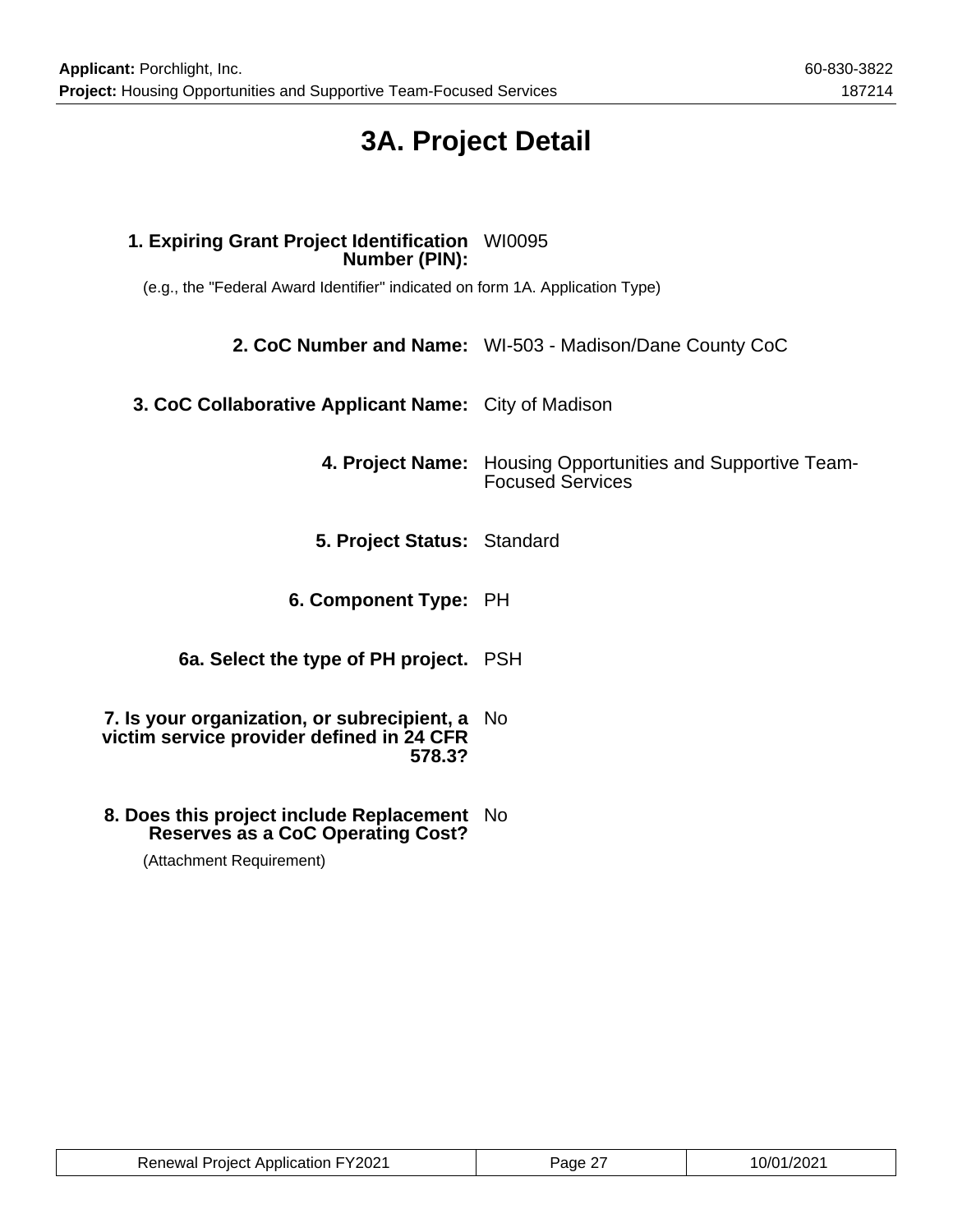# 3A. Project Detail

**1. Expiring Grant Project Identification Number (PIN):** WI0095

(e.g., the "Federal Award Identifier" indicated on form 1A. Application Type)

**2. CoC Number and Name:** WI-503 - Madison/Dane County CoC

**3. CoC Collaborative Applicant Name:** City of Madison

**4. Project Name:** Housing Opportunities and Supportive Team-Focused Services

**5. Project Status:** Standard

**6. Component Type:** PH

**6a. Select the type of PH project.** PSH

**7. Is your organization, or subrecipient, a victim service provider defined in 24 CFR 578.3?** No

**8. Does this project include Replacement Reserves as a CoC Operating Cost?** No

(Attachment Requirement)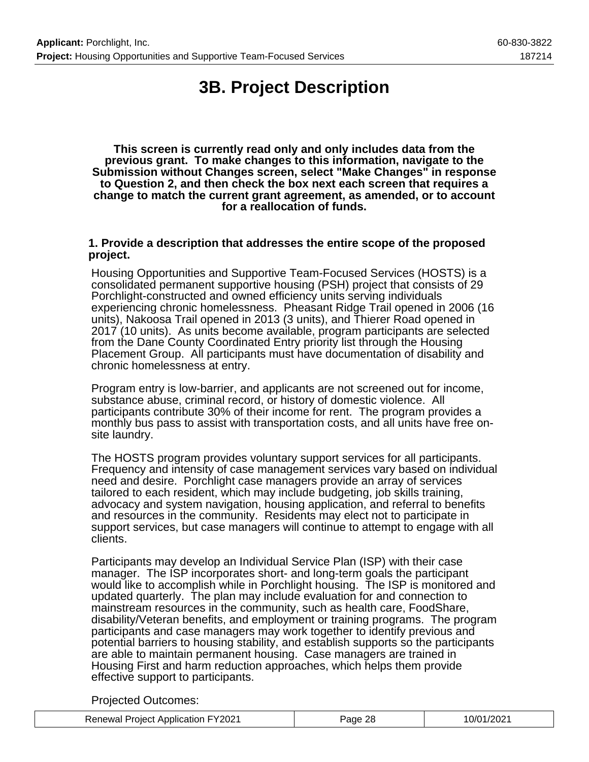# 3B. Project Description

**This screen is currently read only and only includes data from the previous grant. To make changes to this information, navigate to the Submission without Changes screen, select "Make Changes" in response to Question 2, and then check the box next each screen that requires a change to match the current grant agreement, as amended, or to account for a reallocation of funds.**

**1. Provide a description that addresses the entire scope of the proposed project.**

Housing Opportunities and Supportive Team-Focused Services (HOSTS) is a consolidated permanent supportive housing (PSH) project that consists of 29 Porchlight-constructed and owned efficiency units serving individuals experiencing chronic homelessness. Pheasant Ridge Trail opened in 2006 (16 units), Nakoosa Trail opened in 2013 (3 units), and Thierer Road opened in 2017 (10 units). As units become available, program participants are selected from the Dane County Coordinated Entry priority list through the Housing Placement Group. All participants must have documentation of disability and chronic homelessness at entry.

Program entry is low-barrier, and applicants are not screened out for income, substance abuse, criminal record, or history of domestic violence. All participants contribute 30% of their income for rent. The program provides a monthly bus pass to assist with transportation costs, and all units have free on-site laundry.

The HOSTS program provides voluntary support services for all participants. Frequency and intensity of case management services vary based on individual need and desire. Porchlight case managers provide an array of services tailored to each resident, which may include budgeting, job skills training, advocacy and system navigation, housing application, and referral to benefits and resources in the community. Residents may elect not to participate in support services, but case managers will continue to attempt to engage with all clients.

Participants may develop an Individual Service Plan (ISP) with their case manager. The ISP incorporates short- and long-term goals the participant would like to accomplish while in Porchlight housing. The ISP is monitored and updated quarterly. The plan may include evaluation for and connection to mainstream resources in the community, such as health care, FoodShare, disability/Veteran benefits, and employment or training programs. The program participants and case managers may work together to identify previous and potential barriers to housing stability, and establish supports so the participants are able to maintain permanent housing. Case managers are trained in Housing First and harm reduction approaches, which helps them provide effective support to participants.

Projected Outcomes: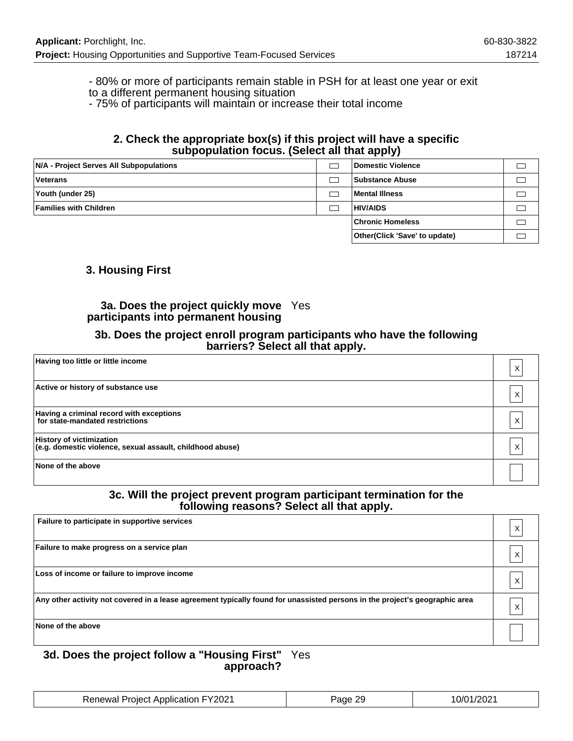- 80% or more of participants remain stable in PSH for at least one year or exit to a different permanent housing situation
- 75% of participants will maintain or increase their total income

### 2. Check the appropriate box(s) if this project will have a specific subpopulation focus. (Select all that apply)

| | | | |
|---|---|---|---|
| N/A - Project Serves All Subpopulations | ☐ | Domestic Violence | ☐ |
| Veterans | ☐ | Substance Abuse | ☐ |
| Youth (under 25) | ☐ | Mental Illness | ☐ |
| Families with Children | ☐ | HIV/AIDS | ☐ |
| | | Chronic Homeless | ☐ |
| | | Other(Click 'Save' to update) | ☐ |

### 3. Housing First

**3a. Does the project quickly move participants into permanent housing** Yes

**3b. Does the project enroll program participants who have the following barriers? Select all that apply.**

| | |
|---|---|
| Having too little or little income | X |
| Active or history of substance use | X |
| Having a criminal record with exceptions for state-mandated restrictions | X |
| History of victimization (e.g. domestic violence, sexual assault, childhood abuse) | X |
| None of the above | |

**3c. Will the project prevent program participant termination for the following reasons? Select all that apply.**

| | |
|---|---|
| Failure to participate in supportive services | X |
| Failure to make progress on a service plan | X |
| Loss of income or failure to improve income | X |
| Any other activity not covered in a lease agreement typically found for unassisted persons in the project's geographic area | X |
| None of the above | |

**3d. Does the project follow a "Housing First" approach?** Yes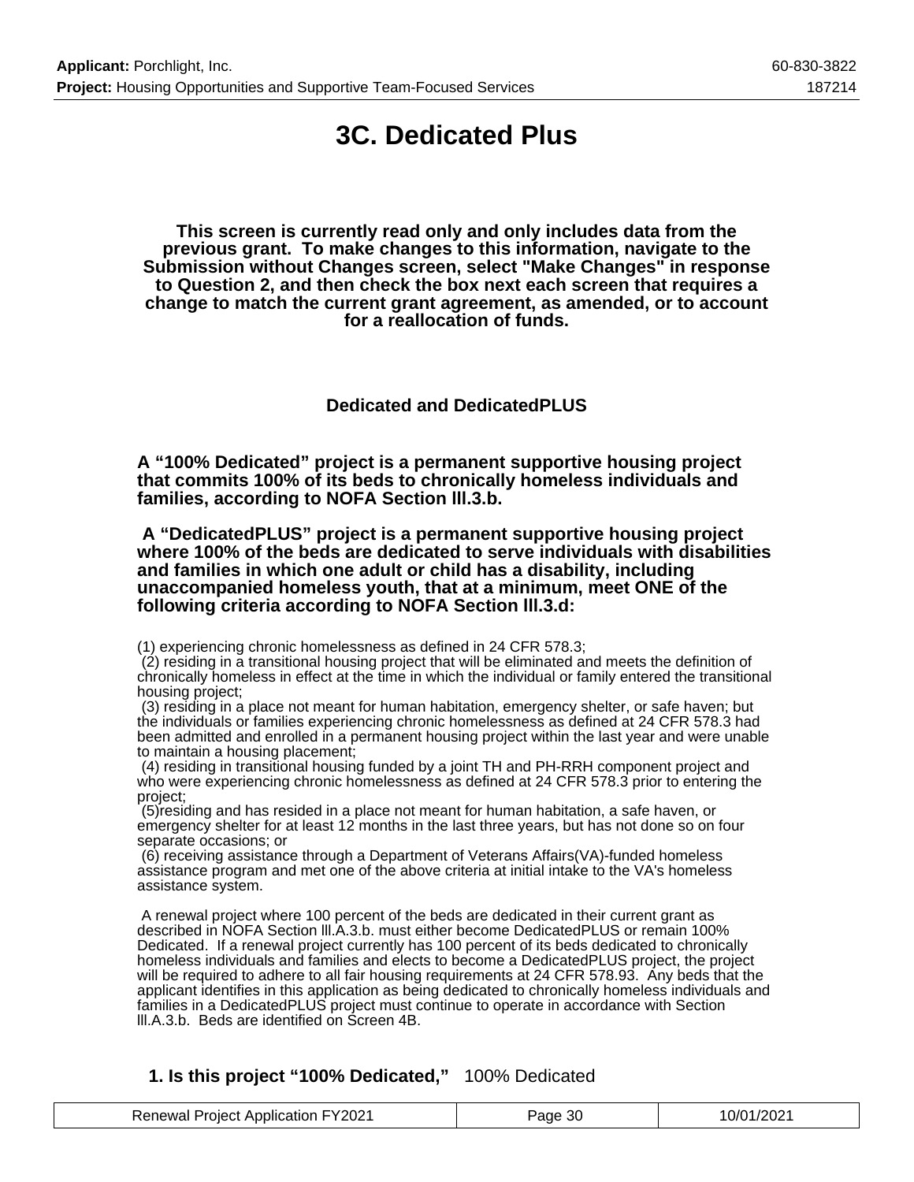# 3C. Dedicated Plus

**This screen is currently read only and only includes data from the previous grant. To make changes to this information, navigate to the Submission without Changes screen, select "Make Changes" in response to Question 2, and then check the box next each screen that requires a change to match the current grant agreement, as amended, or to account for a reallocation of funds.**

### Dedicated and DedicatedPLUS

**A "100% Dedicated" project is a permanent supportive housing project that commits 100% of its beds to chronically homeless individuals and families, according to NOFA Section lll.3.b.**

**A "DedicatedPLUS" project is a permanent supportive housing project where 100% of the beds are dedicated to serve individuals with disabilities and families in which one adult or child has a disability, including unaccompanied homeless youth, that at a minimum, meet ONE of the following criteria according to NOFA Section lll.3.d:**

(1) experiencing chronic homelessness as defined in 24 CFR 578.3;
(2) residing in a transitional housing project that will be eliminated and meets the definition of chronically homeless in effect at the time in which the individual or family entered the transitional housing project;
(3) residing in a place not meant for human habitation, emergency shelter, or safe haven; but the individuals or families experiencing chronic homelessness as defined at 24 CFR 578.3 had been admitted and enrolled in a permanent housing project within the last year and were unable to maintain a housing placement;
(4) residing in transitional housing funded by a joint TH and PH-RRH component project and who were experiencing chronic homelessness as defined at 24 CFR 578.3 prior to entering the project;
(5)residing and has resided in a place not meant for human habitation, a safe haven, or emergency shelter for at least 12 months in the last three years, but has not done so on four separate occasions; or
(6) receiving assistance through a Department of Veterans Affairs(VA)-funded homeless assistance program and met one of the above criteria at initial intake to the VA's homeless assistance system.

A renewal project where 100 percent of the beds are dedicated in their current grant as described in NOFA Section lll.A.3.b. must either become DedicatedPLUS or remain 100% Dedicated. If a renewal project currently has 100 percent of its beds dedicated to chronically homeless individuals and families and elects to become a DedicatedPLUS project, the project will be required to adhere to all fair housing requirements at 24 CFR 578.93. Any beds that the applicant identifies in this application as being dedicated to chronically homeless individuals and families in a DedicatedPLUS project must continue to operate in accordance with Section lll.A.3.b. Beds are identified on Screen 4B.

**1. Is this project "100% Dedicated,"** 100% Dedicated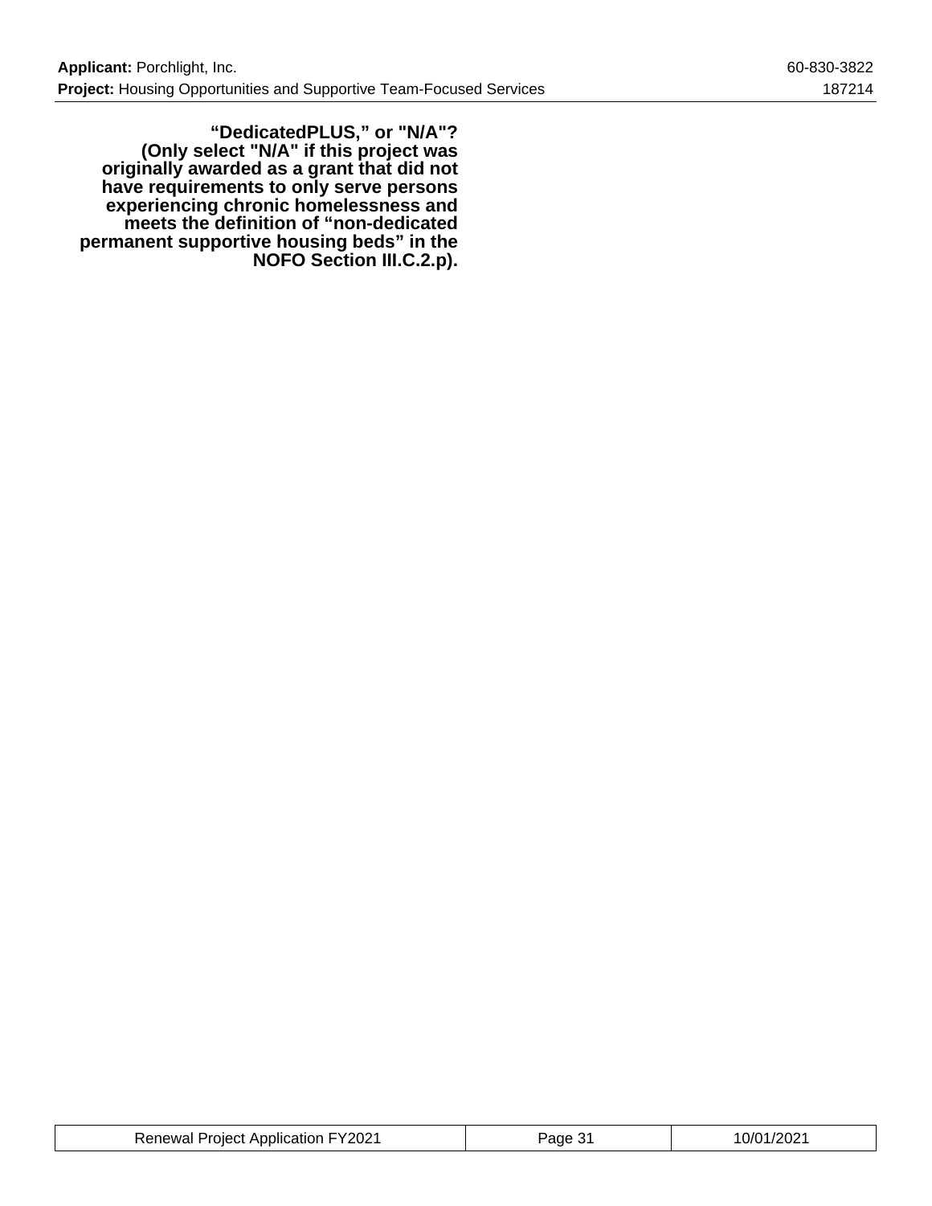**“DedicatedPLUS,” or "N/A"? (Only select "N/A" if this project was originally awarded as a grant that did not have requirements to only serve persons experiencing chronic homelessness and meets the definition of “non-dedicated permanent supportive housing beds” in the NOFO Section III.C.2.p).**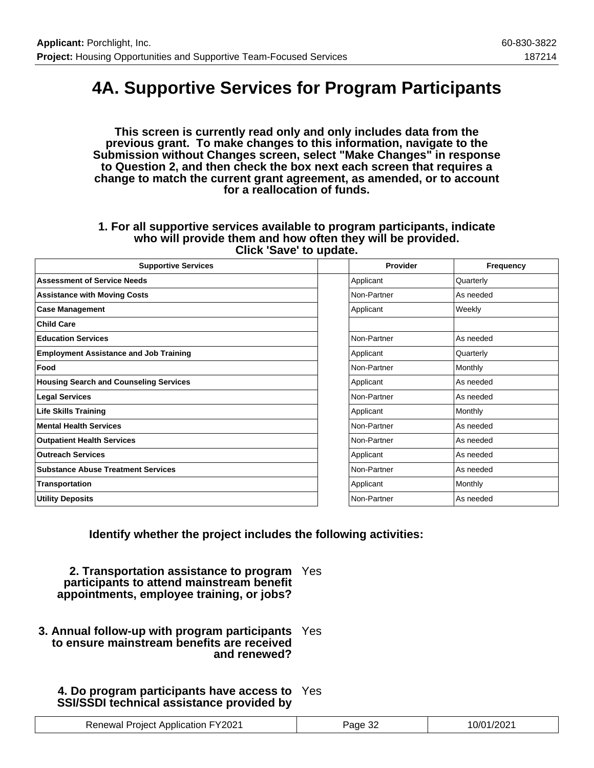# 4A. Supportive Services for Program Participants

**This screen is currently read only and only includes data from the previous grant. To make changes to this information, navigate to the Submission without Changes screen, select "Make Changes" in response to Question 2, and then check the box next each screen that requires a change to match the current grant agreement, as amended, or to account for a reallocation of funds.**

**1. For all supportive services available to program participants, indicate who will provide them and how often they will be provided. Click 'Save' to update.**

| Supportive Services | | Provider | Frequency |
|---|---|---|---|
| **Assessment of Service Needs** | | Applicant | Quarterly |
| **Assistance with Moving Costs** | | Non-Partner | As needed |
| **Case Management** | | Applicant | Weekly |
| **Child Care** | | | |
| **Education Services** | | Non-Partner | As needed |
| **Employment Assistance and Job Training** | | Applicant | Quarterly |
| **Food** | | Non-Partner | Monthly |
| **Housing Search and Counseling Services** | | Applicant | As needed |
| **Legal Services** | | Non-Partner | As needed |
| **Life Skills Training** | | Applicant | Monthly |
| **Mental Health Services** | | Non-Partner | As needed |
| **Outpatient Health Services** | | Non-Partner | As needed |
| **Outreach Services** | | Applicant | As needed |
| **Substance Abuse Treatment Services** | | Non-Partner | As needed |
| **Transportation** | | Applicant | Monthly |
| **Utility Deposits** | | Non-Partner | As needed |

**Identify whether the project includes the following activities:**

**2. Transportation assistance to program participants to attend mainstream benefit appointments, employee training, or jobs?** Yes

**3. Annual follow-up with program participants to ensure mainstream benefits are received and renewed?** Yes

**4. Do program participants have access to SSI/SSDI technical assistance provided by** Yes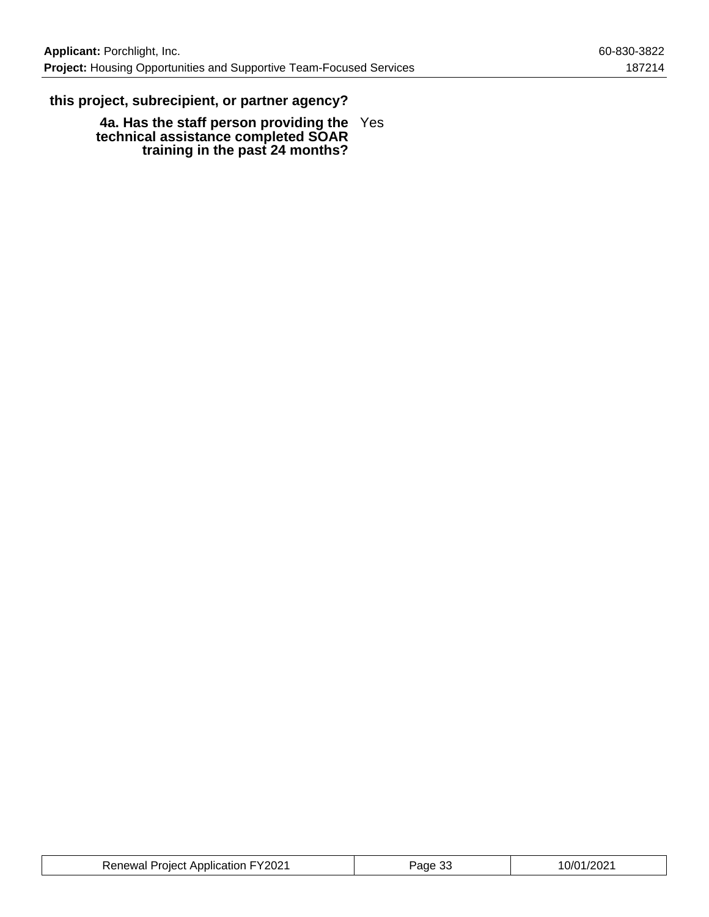**this project, subrecipient, or partner agency?**

**4a. Has the staff person providing the technical assistance completed SOAR training in the past 24 months?** Yes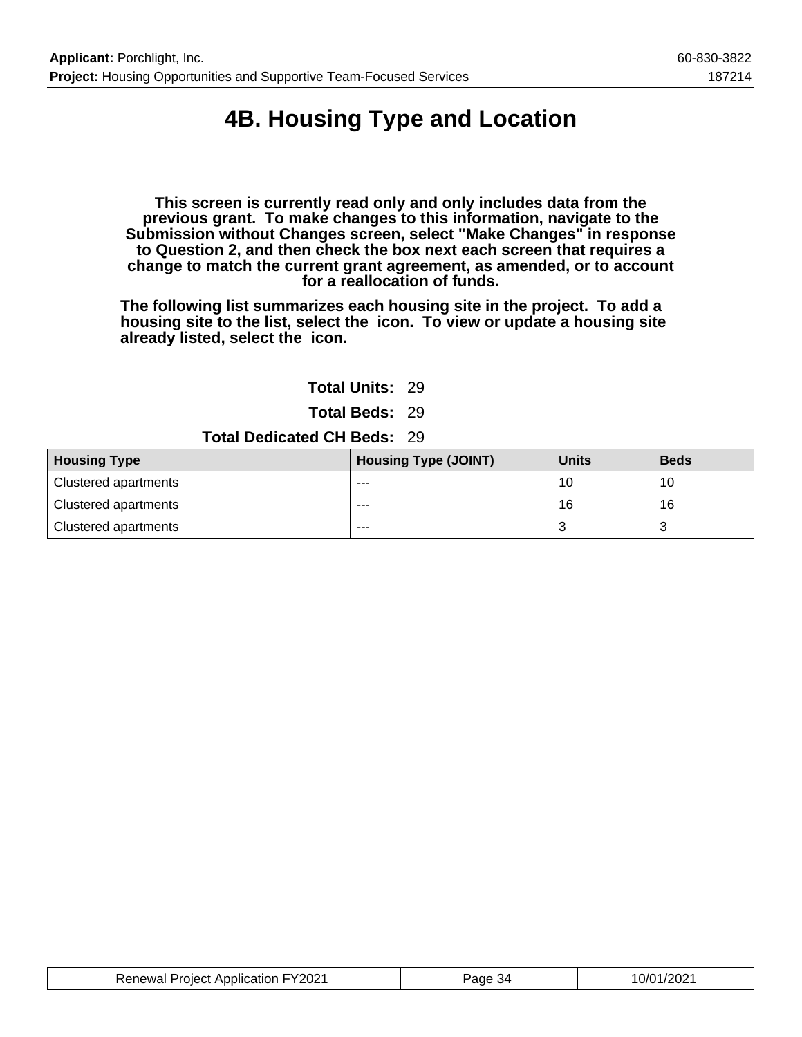# 4B. Housing Type and Location

**This screen is currently read only and only includes data from the previous grant. To make changes to this information, navigate to the Submission without Changes screen, select "Make Changes" in response to Question 2, and then check the box next each screen that requires a change to match the current grant agreement, as amended, or to account for a reallocation of funds.**

**The following list summarizes each housing site in the project. To add a housing site to the list, select the icon. To view or update a housing site already listed, select the icon.**

**Total Units:** 29

**Total Beds:** 29

**Total Dedicated CH Beds:** 29

| Housing Type | Housing Type (JOINT) | Units | Beds |
|---|---|---|---|
| Clustered apartments | --- | 10 | 10 |
| Clustered apartments | --- | 16 | 16 |
| Clustered apartments | --- | 3 | 3 |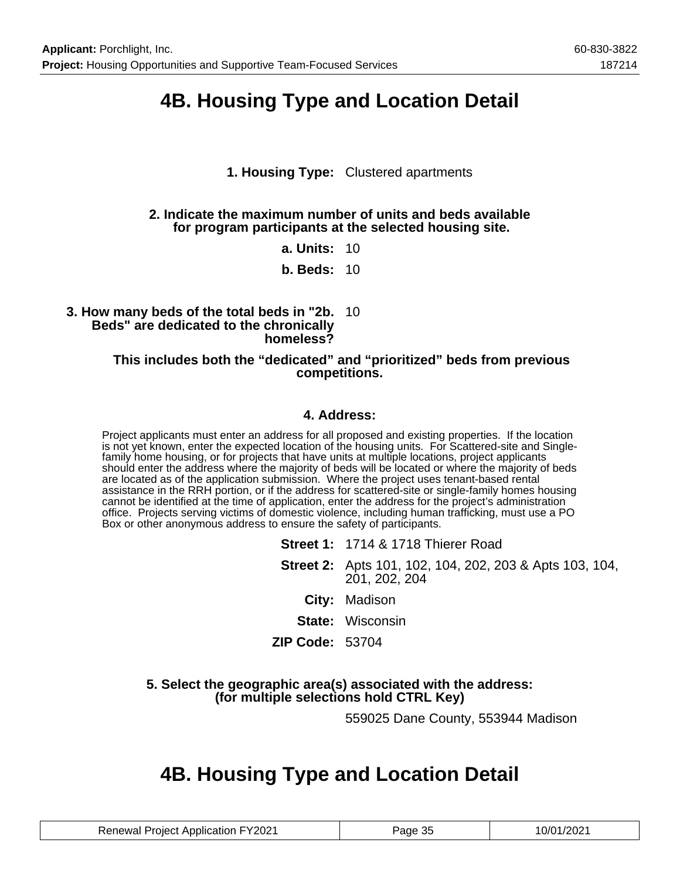# 4B. Housing Type and Location Detail

**1. Housing Type:** Clustered apartments

**2. Indicate the maximum number of units and beds available for program participants at the selected housing site.**

**a. Units:** 10

**b. Beds:** 10

**3. How many beds of the total beds in "2b. Beds" are dedicated to the chronically homeless?** 10

**This includes both the “dedicated” and “prioritized” beds from previous competitions.**

**4. Address:**

Project applicants must enter an address for all proposed and existing properties. If the location is not yet known, enter the expected location of the housing units. For Scattered-site and Single-family home housing, or for projects that have units at multiple locations, project applicants should enter the address where the majority of beds will be located or where the majority of beds are located as of the application submission. Where the project uses tenant-based rental assistance in the RRH portion, or if the address for scattered-site or single-family homes housing cannot be identified at the time of application, enter the address for the project’s administration office. Projects serving victims of domestic violence, including human trafficking, must use a PO Box or other anonymous address to ensure the safety of participants.

**Street 1:** 1714 & 1718 Thierer Road

**Street 2:** Apts 101, 102, 104, 202, 203 & Apts 103, 104, 201, 202, 204

**City:** Madison

**State:** Wisconsin

**ZIP Code:** 53704

**5. Select the geographic area(s) associated with the address: (for multiple selections hold CTRL Key)**

559025 Dane County, 553944 Madison

# 4B. Housing Type and Location Detail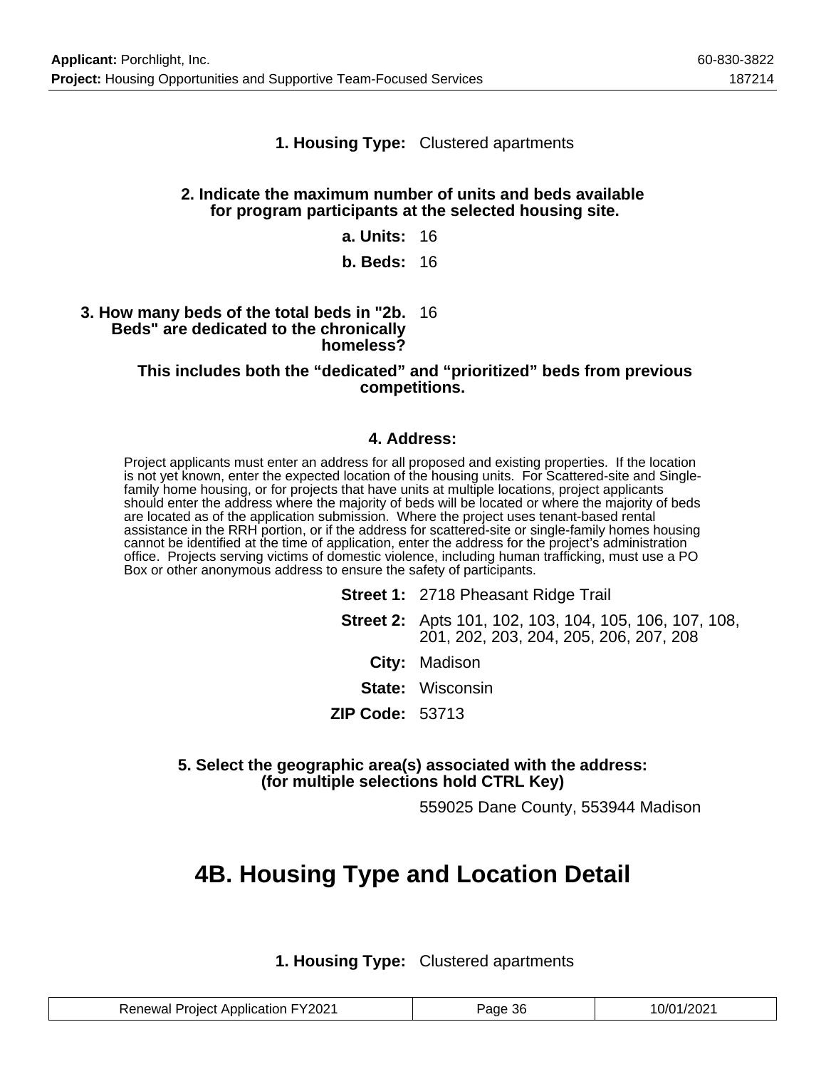**1. Housing Type:** Clustered apartments

**2. Indicate the maximum number of units and beds available for program participants at the selected housing site.**

**a. Units:** 16

**b. Beds:** 16

**3. How many beds of the total beds in "2b. Beds" are dedicated to the chronically homeless?** 16

**This includes both the “dedicated” and “prioritized” beds from previous competitions.**

**4. Address:**

Project applicants must enter an address for all proposed and existing properties. If the location is not yet known, enter the expected location of the housing units. For Scattered-site and Single-family home housing, or for projects that have units at multiple locations, project applicants should enter the address where the majority of beds will be located or where the majority of beds are located as of the application submission. Where the project uses tenant-based rental assistance in the RRH portion, or if the address for scattered-site or single-family homes housing cannot be identified at the time of application, enter the address for the project’s administration office. Projects serving victims of domestic violence, including human trafficking, must use a PO Box or other anonymous address to ensure the safety of participants.

**Street 1:** 2718 Pheasant Ridge Trail

**Street 2:** Apts 101, 102, 103, 104, 105, 106, 107, 108, 201, 202, 203, 204, 205, 206, 207, 208

**City:** Madison

**State:** Wisconsin

**ZIP Code:** 53713

**5. Select the geographic area(s) associated with the address: (for multiple selections hold CTRL Key)**

559025 Dane County, 553944 Madison

# 4B. Housing Type and Location Detail

**1. Housing Type:** Clustered apartments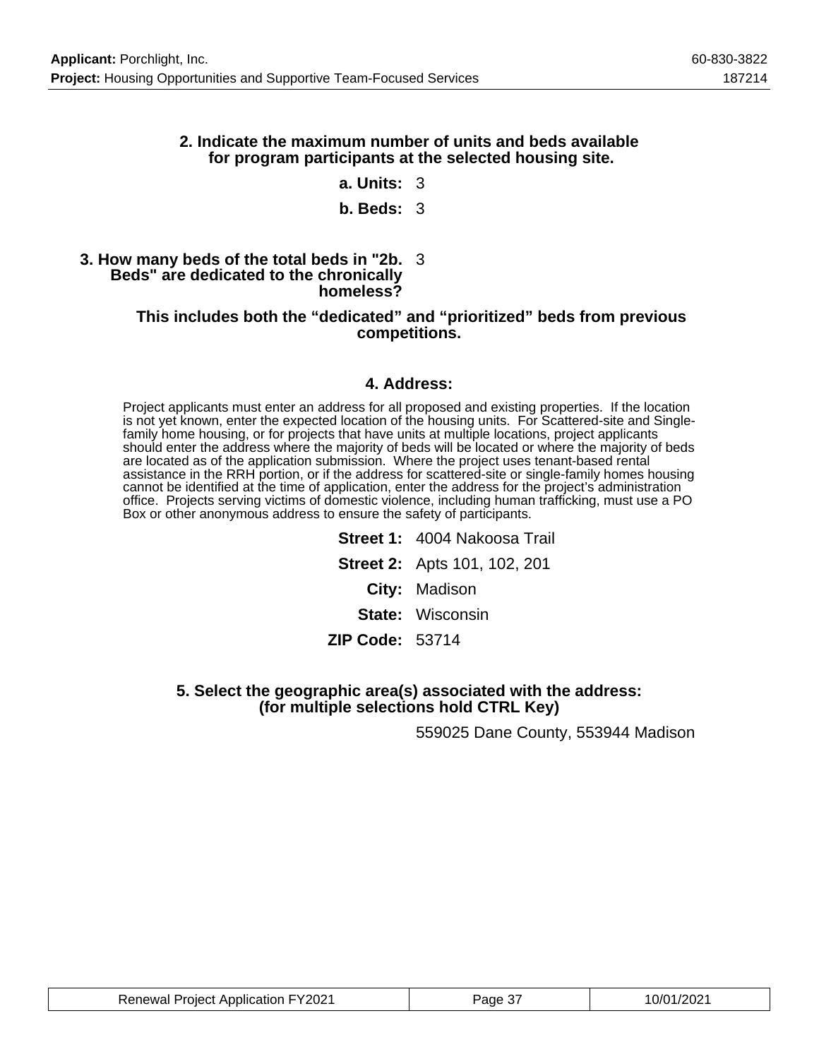**2. Indicate the maximum number of units and beds available for program participants at the selected housing site.**

**a. Units:** 3

**b. Beds:** 3

**3. How many beds of the total beds in "2b. Beds" are dedicated to the chronically homeless?** 3

**This includes both the “dedicated” and “prioritized” beds from previous competitions.**

**4. Address:**

Project applicants must enter an address for all proposed and existing properties. If the location is not yet known, enter the expected location of the housing units. For Scattered-site and Single-family home housing, or for projects that have units at multiple locations, project applicants should enter the address where the majority of beds will be located or where the majority of beds are located as of the application submission. Where the project uses tenant-based rental assistance in the RRH portion, or if the address for scattered-site or single-family homes housing cannot be identified at the time of application, enter the address for the project’s administration office. Projects serving victims of domestic violence, including human trafficking, must use a PO Box or other anonymous address to ensure the safety of participants.

**Street 1:** 4004 Nakoosa Trail

**Street 2:** Apts 101, 102, 201

**City:** Madison

**State:** Wisconsin

**ZIP Code:** 53714

**5. Select the geographic area(s) associated with the address: (for multiple selections hold CTRL Key)**

559025 Dane County, 553944 Madison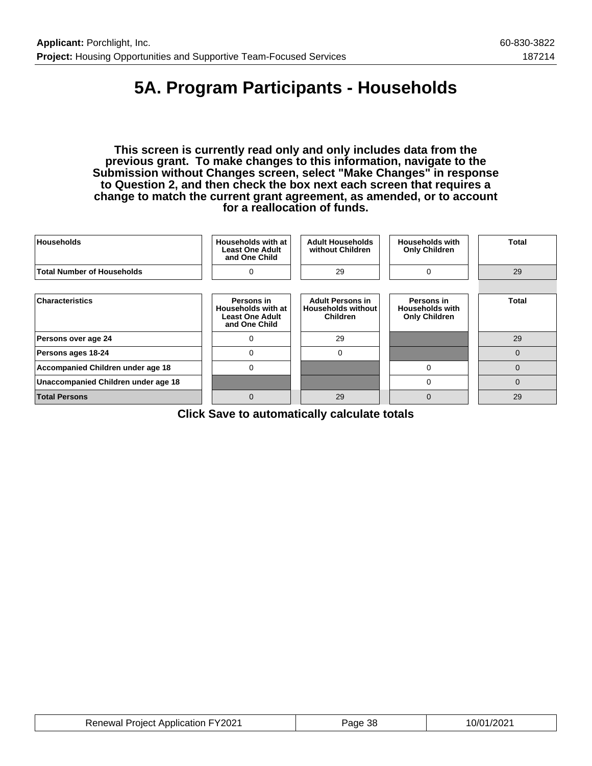# 5A. Program Participants - Households

**This screen is currently read only and only includes data from the previous grant. To make changes to this information, navigate to the Submission without Changes screen, select "Make Changes" in response to Question 2, and then check the box next each screen that requires a change to match the current grant agreement, as amended, or to account for a reallocation of funds.**

| Households | Households with at Least One Adult and One Child | Adult Households without Children | Households with Only Children | Total |
|---|---|---|---|---|
| Total Number of Households | 0 | 29 | 0 | 29 |

| Characteristics | Persons in Households with at Least One Adult and One Child | Adult Persons in Households without Children | Persons in Households with Only Children | Total |
|---|---|---|---|---|
| Persons over age 24 | 0 | 29 | | 29 |
| Persons ages 18-24 | 0 | 0 | | 0 |
| Accompanied Children under age 18 | 0 | | 0 | 0 |
| Unaccompanied Children under age 18 | | | 0 | 0 |
| **Total Persons** | 0 | 29 | 0 | 29 |

**Click Save to automatically calculate totals**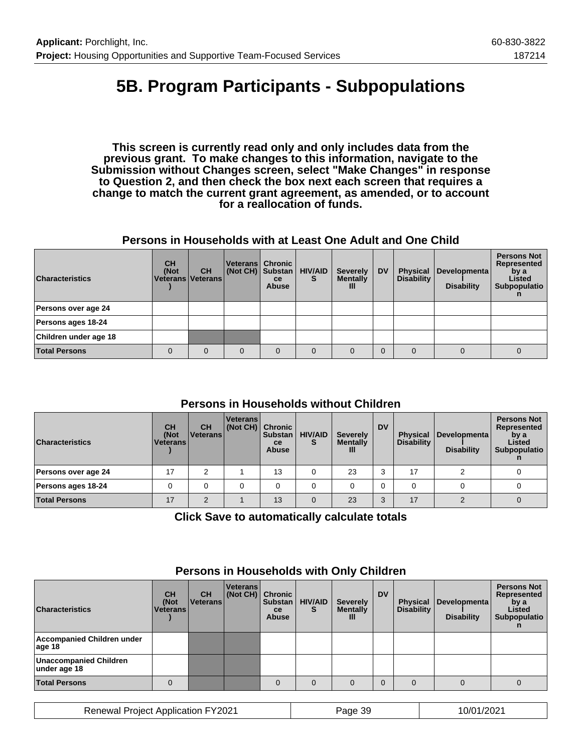# 5B. Program Participants - Subpopulations

**This screen is currently read only and only includes data from the previous grant. To make changes to this information, navigate to the Submission without Changes screen, select "Make Changes" in response to Question 2, and then check the box next each screen that requires a change to match the current grant agreement, as amended, or to account for a reallocation of funds.**

### Persons in Households with at Least One Adult and One Child

| Characteristics | CH (Not Veterans) | CH Veterans | Veterans (Not CH) | Chronic Substance Abuse | HIV/AIDS | Severely Mentally Ill | DV | Physical Disability | Developmental Disability | Persons Not Represented by a Listed Subpopulation |
|---|---|---|---|---|---|---|---|---|---|---|
| Persons over age 24 | | | | | | | | | | |
| Persons ages 18-24 | | | | | | | | | | |
| Children under age 18 | | | | | | | | | | |
| **Total Persons** | 0 | 0 | 0 | 0 | 0 | 0 | 0 | 0 | 0 | 0 |

### Persons in Households without Children

| Characteristics | CH (Not Veterans) | CH Veterans | Veterans (Not CH) | Chronic Substance Abuse | HIV/AIDS | Severely Mentally Ill | DV | Physical Disability | Developmental Disability | Persons Not Represented by a Listed Subpopulation |
|---|---|---|---|---|---|---|---|---|---|---|
| Persons over age 24 | 17 | 2 | 1 | 13 | 0 | 23 | 3 | 17 | 2 | 0 |
| Persons ages 18-24 | 0 | 0 | 0 | 0 | 0 | 0 | 0 | 0 | 0 | 0 |
| **Total Persons** | 17 | 2 | 1 | 13 | 0 | 23 | 3 | 17 | 2 | 0 |

**Click Save to automatically calculate totals**

### Persons in Households with Only Children

| Characteristics | CH (Not Veterans) | CH Veterans | Veterans (Not CH) | Chronic Substance Abuse | HIV/AIDS | Severely Mentally Ill | DV | Physical Disability | Developmental Disability | Persons Not Represented by a Listed Subpopulation |
|---|---|---|---|---|---|---|---|---|---|---|
| Accompanied Children under age 18 | | | | | | | | | | |
| Unaccompanied Children under age 18 | | | | | | | | | | |
| **Total Persons** | 0 | | | 0 | 0 | 0 | 0 | 0 | 0 | 0 |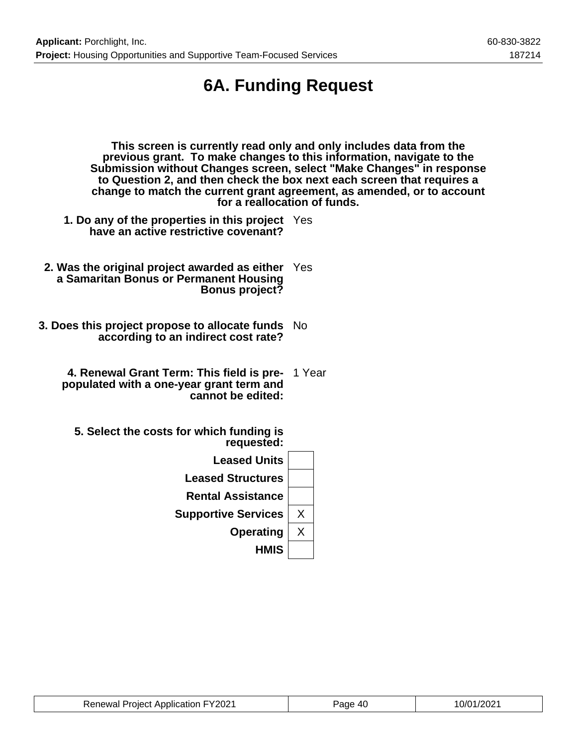# 6A. Funding Request

**This screen is currently read only and only includes data from the previous grant. To make changes to this information, navigate to the Submission without Changes screen, select "Make Changes" in response to Question 2, and then check the box next each screen that requires a change to match the current grant agreement, as amended, or to account for a reallocation of funds.**

**1. Do any of the properties in this project have an active restrictive covenant?** Yes

**2. Was the original project awarded as either a Samaritan Bonus or Permanent Housing Bonus project?** Yes

**3. Does this project propose to allocate funds according to an indirect cost rate?** No

**4. Renewal Grant Term: This field is pre-populated with a one-year grant term and cannot be edited:** 1 Year

**5. Select the costs for which funding is requested:**

| Cost | Selected |
|---|---|
| Leased Units | |
| Leased Structures | |
| Rental Assistance | |
| Supportive Services | X |
| Operating | X |
| HMIS | |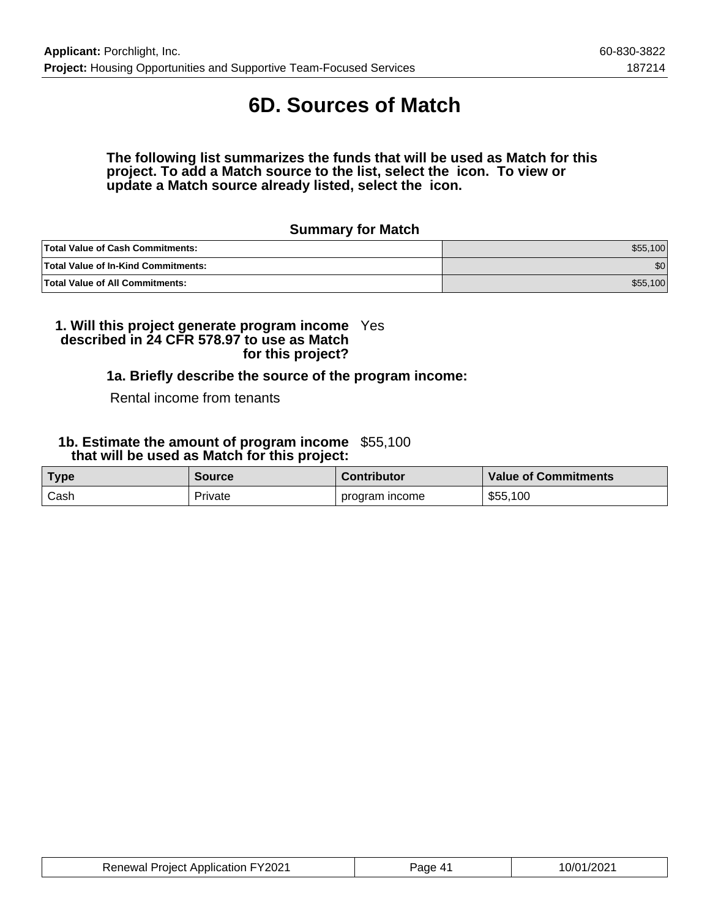# 6D. Sources of Match

**The following list summarizes the funds that will be used as Match for this project. To add a Match source to the list, select the icon. To view or update a Match source already listed, select the icon.**

### Summary for Match

| | |
|---|---|
| **Total Value of Cash Commitments:** | $55,100 |
| **Total Value of In-Kind Commitments:** | $0 |
| **Total Value of All Commitments:** | $55,100 |

**1. Will this project generate program income described in 24 CFR 578.97 to use as Match for this project?** Yes

**1a. Briefly describe the source of the program income:**

Rental income from tenants

**1b. Estimate the amount of program income that will be used as Match for this project:** $55,100

| Type | Source | Contributor | Value of Commitments |
|---|---|---|---|
| Cash | Private | program income | $55,100 |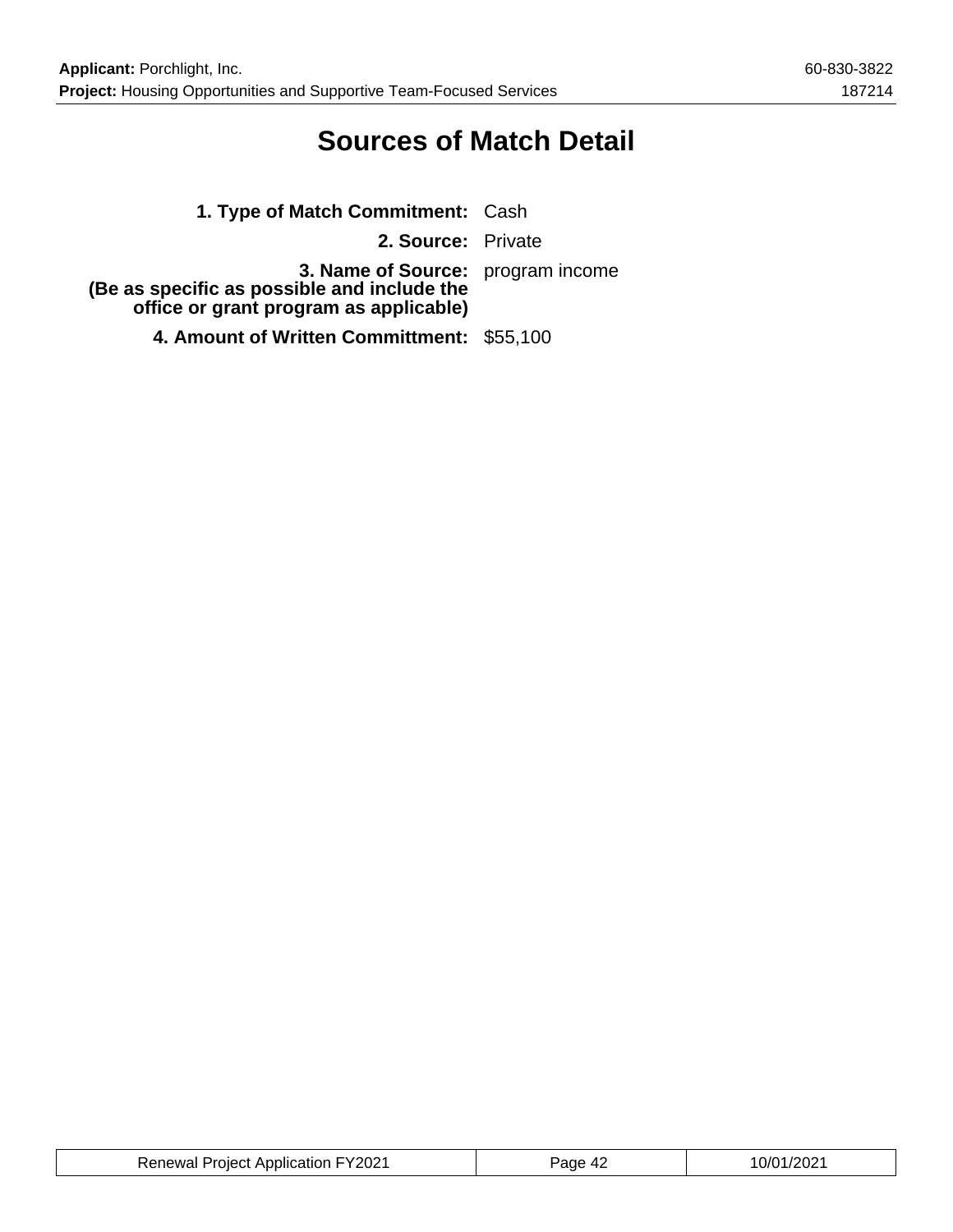# Sources of Match Detail

**1. Type of Match Commitment:** Cash

**2. Source:** Private

**3. Name of Source:**
**(Be as specific as possible and include the office or grant program as applicable)** program income

**4. Amount of Written Committment:** $55,100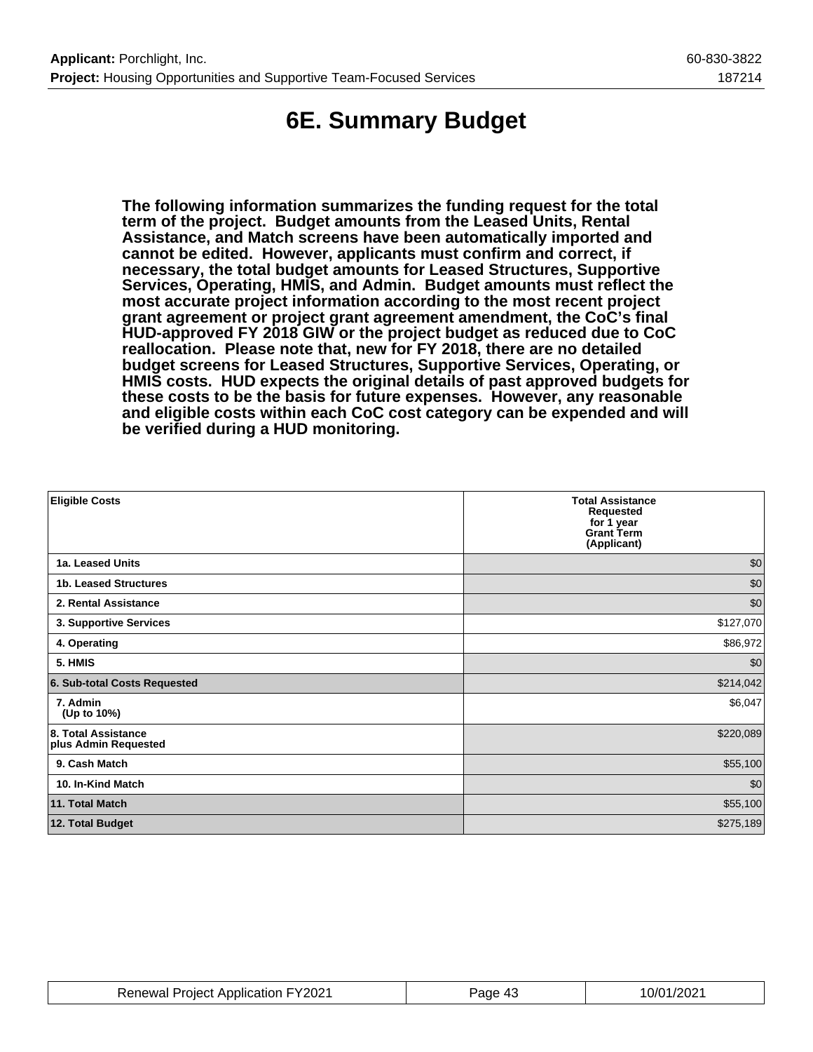# 6E. Summary Budget

**The following information summarizes the funding request for the total term of the project. Budget amounts from the Leased Units, Rental Assistance, and Match screens have been automatically imported and cannot be edited. However, applicants must confirm and correct, if necessary, the total budget amounts for Leased Structures, Supportive Services, Operating, HMIS, and Admin. Budget amounts must reflect the most accurate project information according to the most recent project grant agreement or project grant agreement amendment, the CoC's final HUD-approved FY 2018 GIW or the project budget as reduced due to CoC reallocation. Please note that, new for FY 2018, there are no detailed budget screens for Leased Structures, Supportive Services, Operating, or HMIS costs. HUD expects the original details of past approved budgets for these costs to be the basis for future expenses. However, any reasonable and eligible costs within each CoC cost category can be expended and will be verified during a HUD monitoring.**

| Eligible Costs | Total Assistance Requested for 1 year Grant Term (Applicant) |
|---|---|
| 1a. Leased Units | $0 |
| 1b. Leased Structures | $0 |
| 2. Rental Assistance | $0 |
| 3. Supportive Services | $127,070 |
| 4. Operating | $86,972 |
| 5. HMIS | $0 |
| 6. Sub-total Costs Requested | $214,042 |
| 7. Admin (Up to 10%) | $6,047 |
| 8. Total Assistance plus Admin Requested | $220,089 |
| 9. Cash Match | $55,100 |
| 10. In-Kind Match | $0 |
| 11. Total Match | $55,100 |
| 12. Total Budget | $275,189 |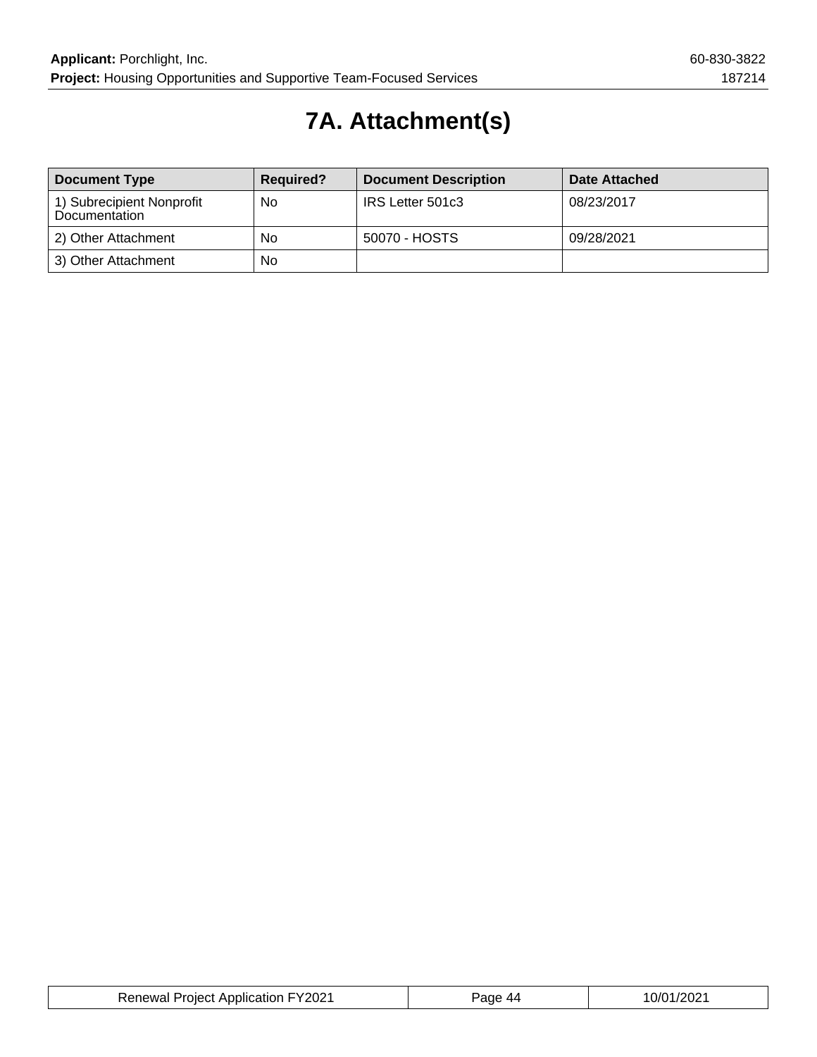# 7A. Attachment(s)

| Document Type | Required? | Document Description | Date Attached |
|---|---|---|---|
| 1) Subrecipient Nonprofit Documentation | No | IRS Letter 501c3 | 08/23/2017 |
| 2) Other Attachment | No | 50070 - HOSTS | 09/28/2021 |
| 3) Other Attachment | No | | |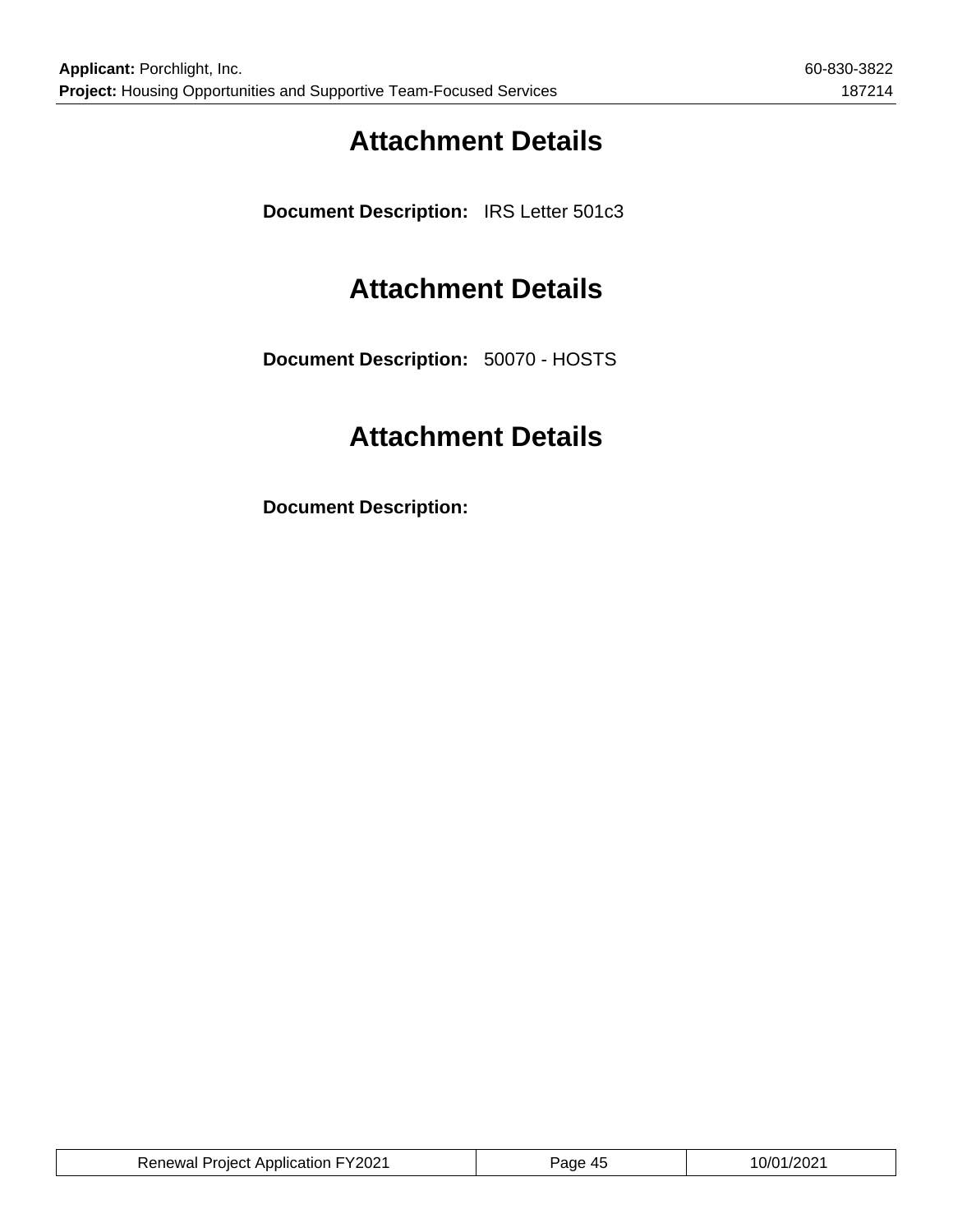# Attachment Details

**Document Description:** IRS Letter 501c3

# Attachment Details

**Document Description:** 50070 - HOSTS

# Attachment Details

**Document Description:**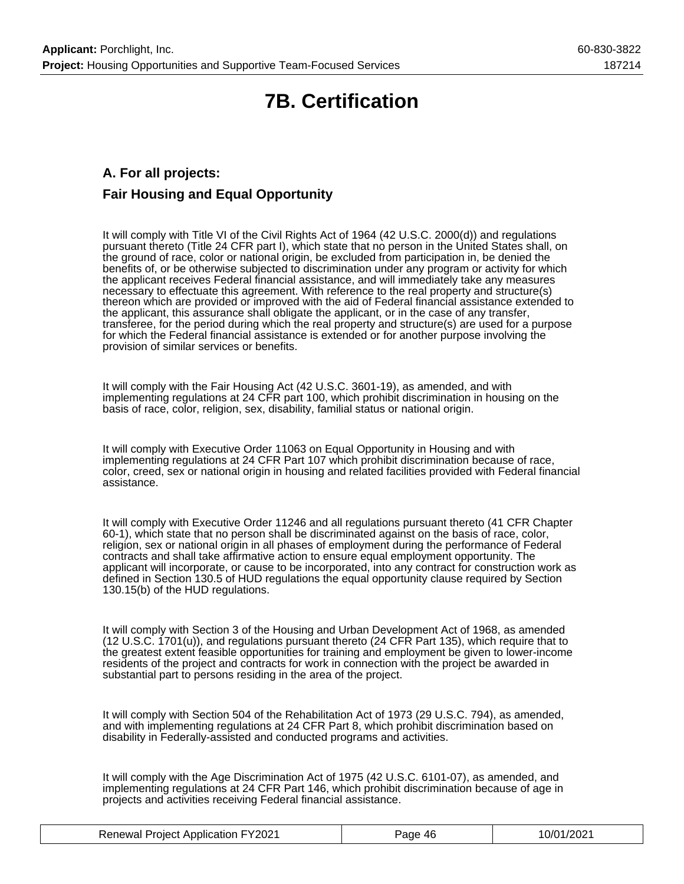# 7B. Certification

## A. For all projects:

### Fair Housing and Equal Opportunity

It will comply with Title VI of the Civil Rights Act of 1964 (42 U.S.C. 2000(d)) and regulations pursuant thereto (Title 24 CFR part I), which state that no person in the United States shall, on the ground of race, color or national origin, be excluded from participation in, be denied the benefits of, or be otherwise subjected to discrimination under any program or activity for which the applicant receives Federal financial assistance, and will immediately take any measures necessary to effectuate this agreement. With reference to the real property and structure(s) thereon which are provided or improved with the aid of Federal financial assistance extended to the applicant, this assurance shall obligate the applicant, or in the case of any transfer, transferee, for the period during which the real property and structure(s) are used for a purpose for which the Federal financial assistance is extended or for another purpose involving the provision of similar services or benefits.

It will comply with the Fair Housing Act (42 U.S.C. 3601-19), as amended, and with implementing regulations at 24 CFR part 100, which prohibit discrimination in housing on the basis of race, color, religion, sex, disability, familial status or national origin.

It will comply with Executive Order 11063 on Equal Opportunity in Housing and with implementing regulations at 24 CFR Part 107 which prohibit discrimination because of race, color, creed, sex or national origin in housing and related facilities provided with Federal financial assistance.

It will comply with Executive Order 11246 and all regulations pursuant thereto (41 CFR Chapter 60-1), which state that no person shall be discriminated against on the basis of race, color, religion, sex or national origin in all phases of employment during the performance of Federal contracts and shall take affirmative action to ensure equal employment opportunity. The applicant will incorporate, or cause to be incorporated, into any contract for construction work as defined in Section 130.5 of HUD regulations the equal opportunity clause required by Section 130.15(b) of the HUD regulations.

It will comply with Section 3 of the Housing and Urban Development Act of 1968, as amended (12 U.S.C. 1701(u)), and regulations pursuant thereto (24 CFR Part 135), which require that to the greatest extent feasible opportunities for training and employment be given to lower-income residents of the project and contracts for work in connection with the project be awarded in substantial part to persons residing in the area of the project.

It will comply with Section 504 of the Rehabilitation Act of 1973 (29 U.S.C. 794), as amended, and with implementing regulations at 24 CFR Part 8, which prohibit discrimination based on disability in Federally-assisted and conducted programs and activities.

It will comply with the Age Discrimination Act of 1975 (42 U.S.C. 6101-07), as amended, and implementing regulations at 24 CFR Part 146, which prohibit discrimination because of age in projects and activities receiving Federal financial assistance.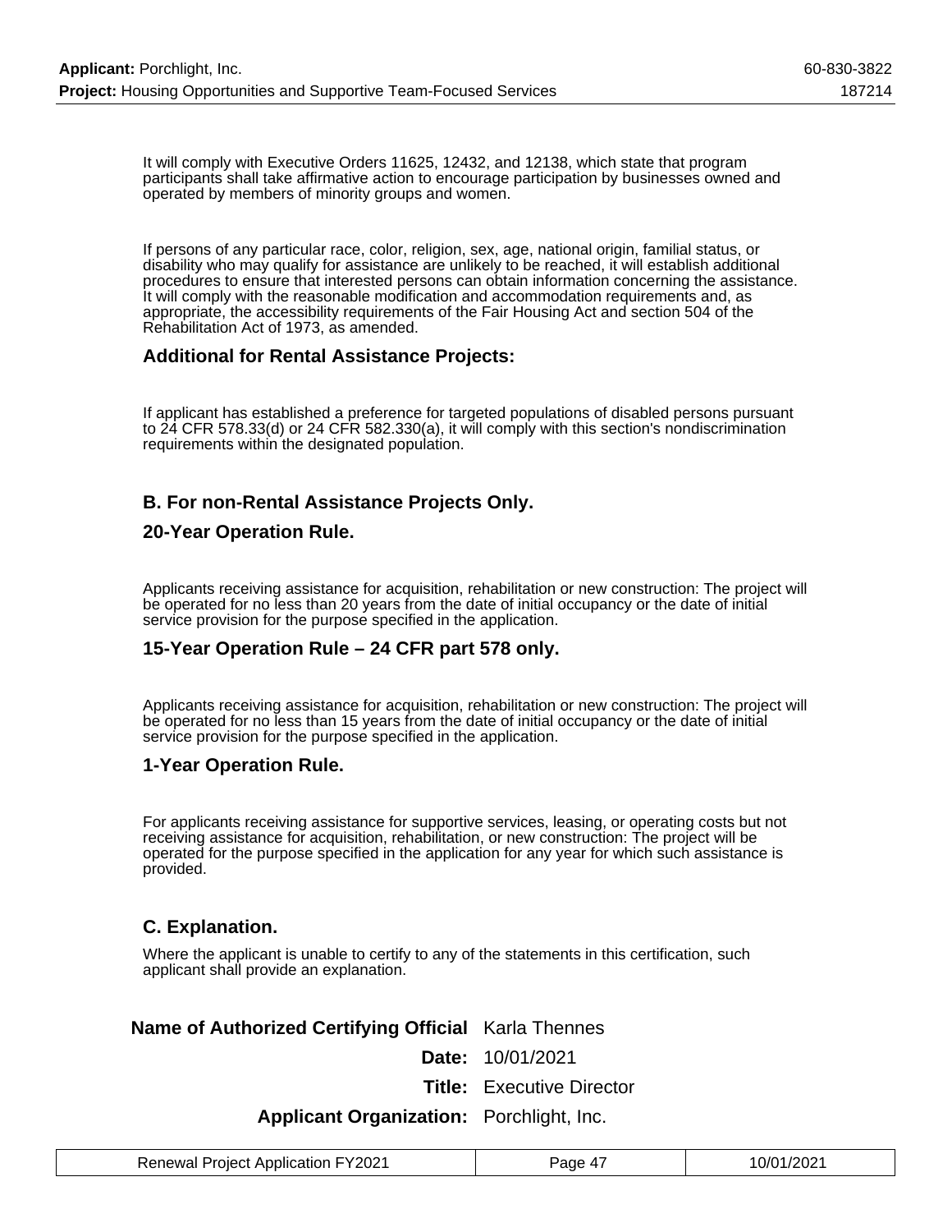It will comply with Executive Orders 11625, 12432, and 12138, which state that program participants shall take affirmative action to encourage participation by businesses owned and operated by members of minority groups and women.

If persons of any particular race, color, religion, sex, age, national origin, familial status, or disability who may qualify for assistance are unlikely to be reached, it will establish additional procedures to ensure that interested persons can obtain information concerning the assistance. It will comply with the reasonable modification and accommodation requirements and, as appropriate, the accessibility requirements of the Fair Housing Act and section 504 of the Rehabilitation Act of 1973, as amended.

### Additional for Rental Assistance Projects:

If applicant has established a preference for targeted populations of disabled persons pursuant to 24 CFR 578.33(d) or 24 CFR 582.330(a), it will comply with this section's nondiscrimination requirements within the designated population.

### B. For non-Rental Assistance Projects Only.

### 20-Year Operation Rule.

Applicants receiving assistance for acquisition, rehabilitation or new construction: The project will be operated for no less than 20 years from the date of initial occupancy or the date of initial service provision for the purpose specified in the application.

### 15-Year Operation Rule – 24 CFR part 578 only.

Applicants receiving assistance for acquisition, rehabilitation or new construction: The project will be operated for no less than 15 years from the date of initial occupancy or the date of initial service provision for the purpose specified in the application.

### 1-Year Operation Rule.

For applicants receiving assistance for supportive services, leasing, or operating costs but not receiving assistance for acquisition, rehabilitation, or new construction: The project will be operated for the purpose specified in the application for any year for which such assistance is provided.

### C. Explanation.

Where the applicant is unable to certify to any of the statements in this certification, such applicant shall provide an explanation.

| | |
|---|---|
| **Name of Authorized Certifying Official** | Karla Thennes |
| **Date:** | 10/01/2021 |
| **Title:** | Executive Director |
| **Applicant Organization:** | Porchlight, Inc. |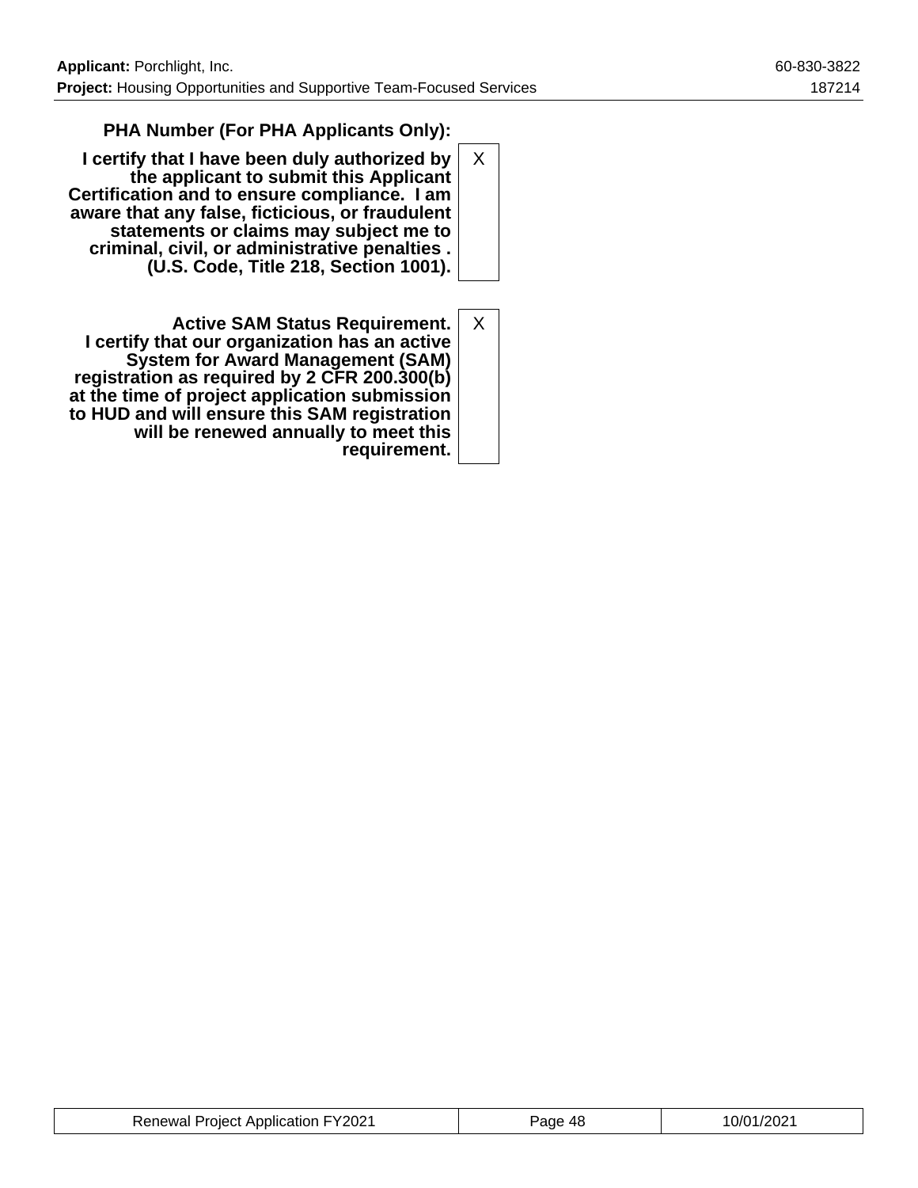| | |
|---|---|
| **PHA Number (For PHA Applicants Only):** | |
| **I certify that I have been duly authorized by the applicant to submit this Applicant Certification and to ensure compliance. I am aware that any false, ficticious, or fraudulent statements or claims may subject me to criminal, civil, or administrative penalties . (U.S. Code, Title 218, Section 1001).** | X |
| **Active SAM Status Requirement. I certify that our organization has an active System for Award Management (SAM) registration as required by 2 CFR 200.300(b) at the time of project application submission to HUD and will ensure this SAM registration will be renewed annually to meet this requirement.** | X |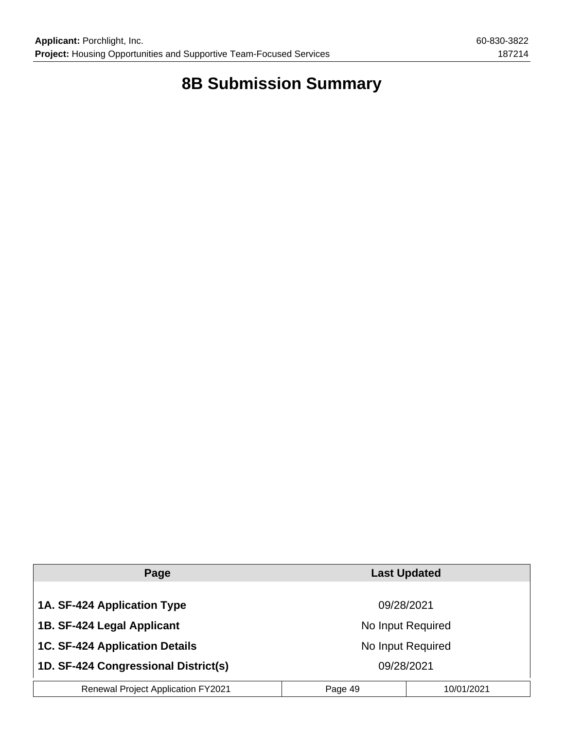# 8B Submission Summary

| Page | Last Updated |
| --- | --- |
| **1A. SF-424 Application Type** | 09/28/2021 |
| **1B. SF-424 Legal Applicant** | No Input Required |
| **1C. SF-424 Application Details** | No Input Required |
| **1D. SF-424 Congressional District(s)** | 09/28/2021 |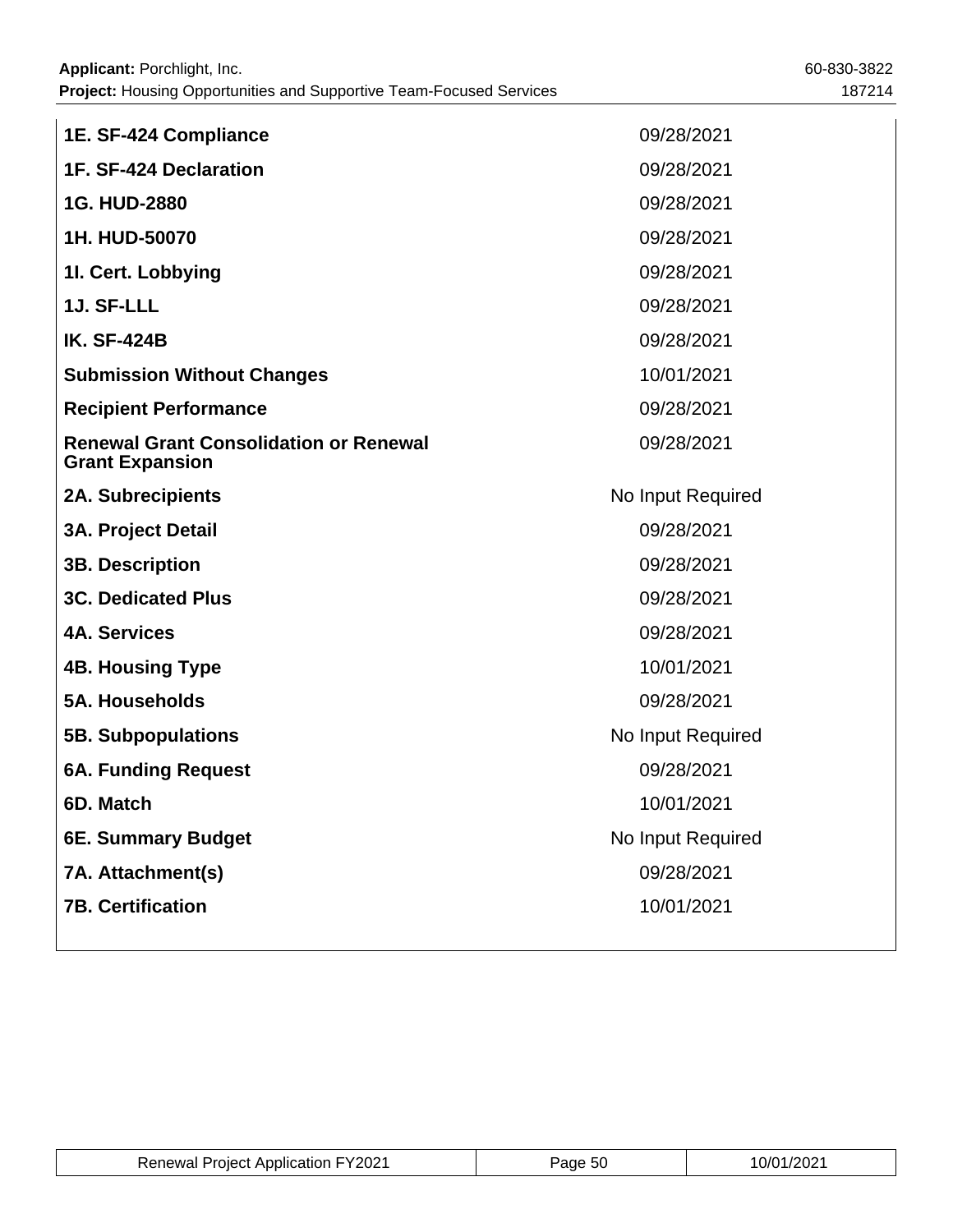| | |
|---|---|
| **1E. SF-424 Compliance** | 09/28/2021 |
| **1F. SF-424 Declaration** | 09/28/2021 |
| **1G. HUD-2880** | 09/28/2021 |
| **1H. HUD-50070** | 09/28/2021 |
| **1I. Cert. Lobbying** | 09/28/2021 |
| **1J. SF-LLL** | 09/28/2021 |
| **IK. SF-424B** | 09/28/2021 |
| **Submission Without Changes** | 10/01/2021 |
| **Recipient Performance** | 09/28/2021 |
| **Renewal Grant Consolidation or Renewal Grant Expansion** | 09/28/2021 |
| **2A. Subrecipients** | No Input Required |
| **3A. Project Detail** | 09/28/2021 |
| **3B. Description** | 09/28/2021 |
| **3C. Dedicated Plus** | 09/28/2021 |
| **4A. Services** | 09/28/2021 |
| **4B. Housing Type** | 10/01/2021 |
| **5A. Households** | 09/28/2021 |
| **5B. Subpopulations** | No Input Required |
| **6A. Funding Request** | 09/28/2021 |
| **6D. Match** | 10/01/2021 |
| **6E. Summary Budget** | No Input Required |
| **7A. Attachment(s)** | 09/28/2021 |
| **7B. Certification** | 10/01/2021 |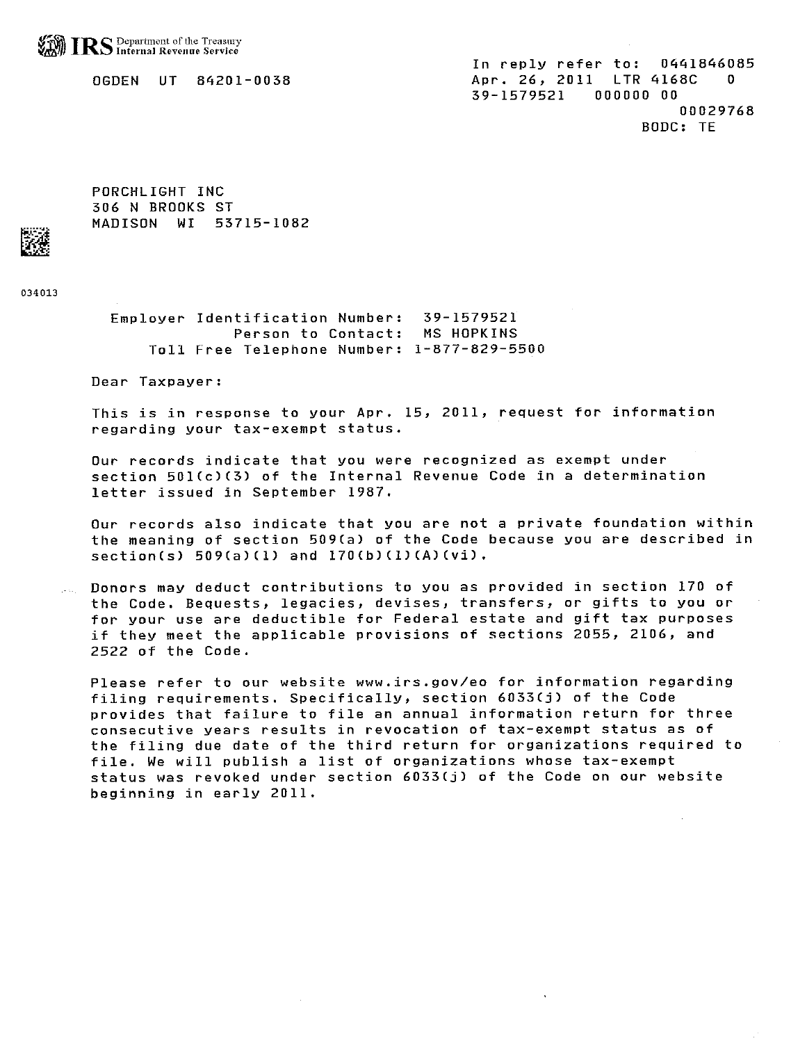IRS Department of the Treasury Internal Revenue Service

OGDEN UT 84201-0038

In reply refer to: 0441846085
Apr. 26, 2011 LTR 4168C 0
39-1579521 000000 00
00029768
BODC: TE

PORCHLIGHT INC
306 N BROOKS ST
MADISON WI 53715-1082

034013

Employer Identification Number: 39-1579521
Person to Contact: MS HOPKINS
Toll Free Telephone Number: 1-877-829-5500

Dear Taxpayer:

This is in response to your Apr. 15, 2011, request for information regarding your tax-exempt status.

Our records indicate that you were recognized as exempt under section 501(c)(3) of the Internal Revenue Code in a determination letter issued in September 1987.

Our records also indicate that you are not a private foundation within the meaning of section 509(a) of the Code because you are described in section(s) 509(a)(1) and 170(b)(1)(A)(vi).

Donors may deduct contributions to you as provided in section 170 of the Code. Bequests, legacies, devises, transfers, or gifts to you or for your use are deductible for Federal estate and gift tax purposes if they meet the applicable provisions of sections 2055, 2106, and 2522 of the Code.

Please refer to our website www.irs.gov/eo for information regarding filing requirements. Specifically, section 6033(j) of the Code provides that failure to file an annual information return for three consecutive years results in revocation of tax-exempt status as of the filing due date of the third return for organizations required to file. We will publish a list of organizations whose tax-exempt status was revoked under section 6033(j) of the Code on our website beginning in early 2011.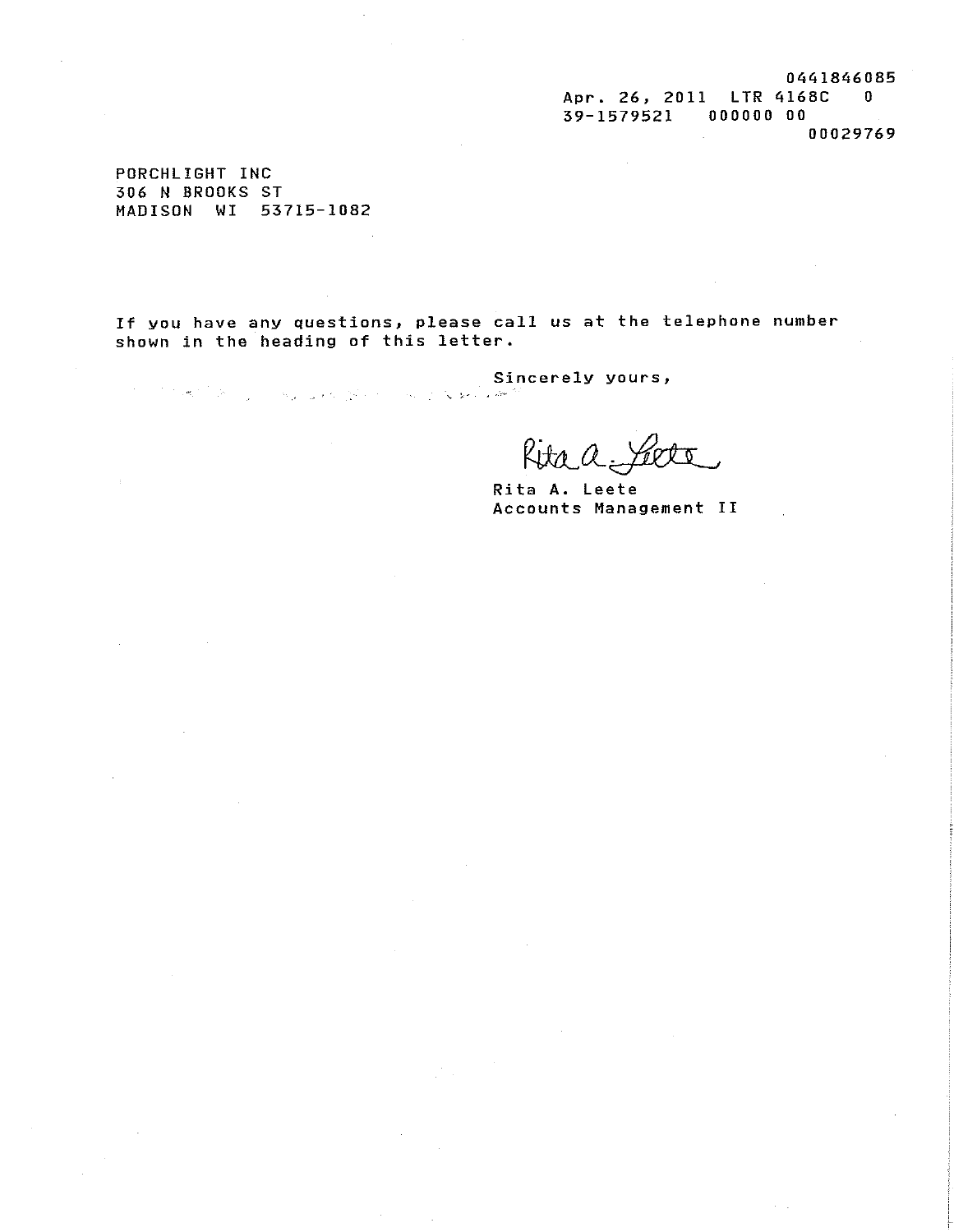0441846085
Apr. 26, 2011 LTR 4168C 0
39-1579521 000000 00
00029769

PORCHLIGHT INC
306 N BROOKS ST
MADISON WI 53715-1082

If you have any questions, please call us at the telephone number shown in the heading of this letter.

Sincerely yours,

Rita A. Leete

Rita A. Leete
Accounts Management II